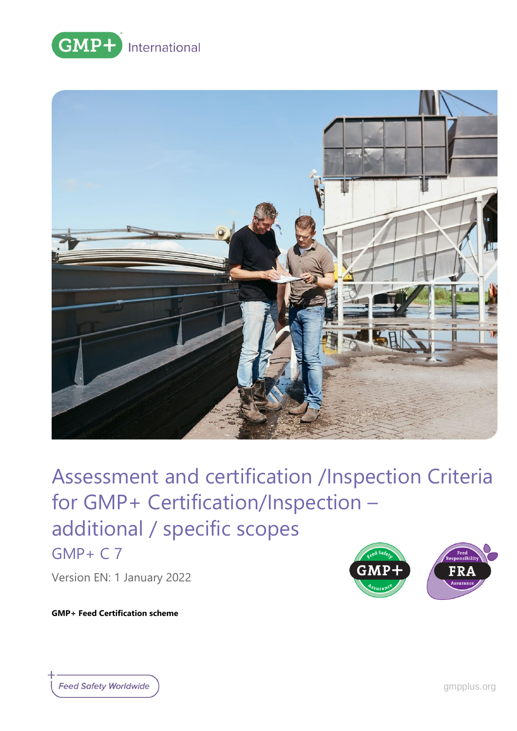GMP+ International

# Assessment and certification /Inspection Criteria for GMP+ Certification/Inspection – additional / specific scopes

## GMP+ C 7

Version EN: 1 January 2022

**GMP+ Feed Certification scheme**

Feed Safety Worldwide

gmpplus.org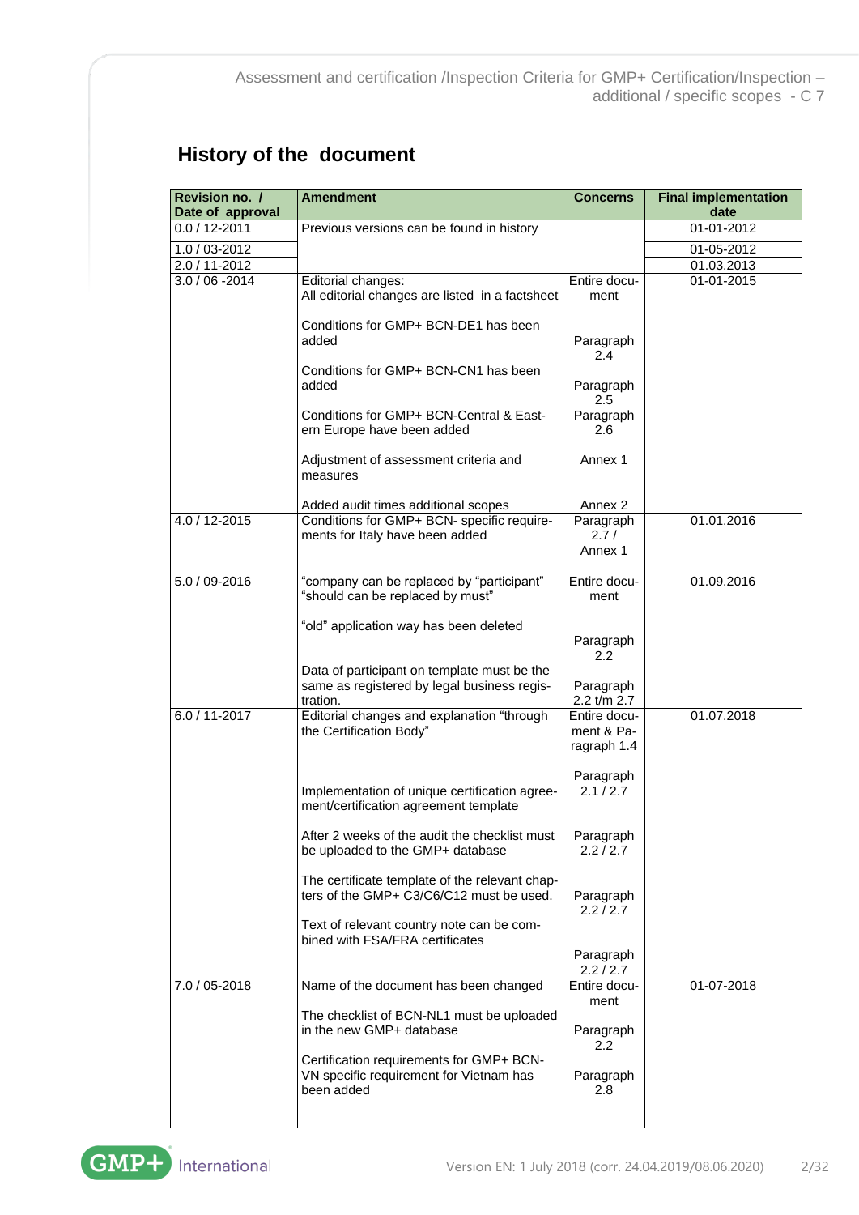## History of the document

| Revision no. / Date of approval | Amendment | Concerns | Final implementation date |
|---|---|---|---|
| 0.0 / 12-2011 | Previous versions can be found in history | | 01-01-2012 |
| 1.0 / 03-2012 | | | 01-05-2012 |
| 2.0 / 11-2012 | | | 01.03.2013 |
| 3.0 / 06 -2014 | Editorial changes: All editorial changes are listed in a factsheet<br><br>Conditions for GMP+ BCN-DE1 has been added<br><br>Conditions for GMP+ BCN-CN1 has been added<br><br>Conditions for GMP+ BCN-Central & Eastern Europe have been added<br><br>Adjustment of assessment criteria and measures<br><br>Added audit times additional scopes | Entire document<br><br>Paragraph 2.4<br><br>Paragraph 2.5<br><br>Paragraph 2.6<br><br>Annex 1<br><br>Annex 2 | 01-01-2015 |
| 4.0 / 12-2015 | Conditions for GMP+ BCN- specific requirements for Italy have been added | Paragraph 2.7 / Annex 1 | 01.01.2016 |
| 5.0 / 09-2016 | "company can be replaced by "participant" "should can be replaced by must"<br><br>"old" application way has been deleted<br><br>Data of participant on template must be the same as registered by legal business registration. | Entire document<br><br>Paragraph 2.2<br><br>Paragraph 2.2 t/m 2.7 | 01.09.2016 |
| 6.0 / 11-2017 | Editorial changes and explanation "through the Certification Body"<br><br>Implementation of unique certification agreement/certification agreement template<br><br>After 2 weeks of the audit the checklist must be uploaded to the GMP+ database<br><br>The certificate template of the relevant chapters of the GMP+ ~~C3~~/C6/~~C12~~ must be used.<br><br>Text of relevant country note can be combined with FSA/FRA certificates | Entire document & Paragraph 1.4<br><br>Paragraph 2.1 / 2.7<br><br>Paragraph 2.2 / 2.7<br><br>Paragraph 2.2 / 2.7<br><br>Paragraph 2.2 / 2.7 | 01.07.2018 |
| 7.0 / 05-2018 | Name of the document has been changed<br><br>The checklist of BCN-NL1 must be uploaded in the new GMP+ database<br><br>Certification requirements for GMP+ BCN-VN specific requirement for Vietnam has been added | Entire document<br><br>Paragraph 2.2<br><br>Paragraph 2.8 | 01-07-2018 |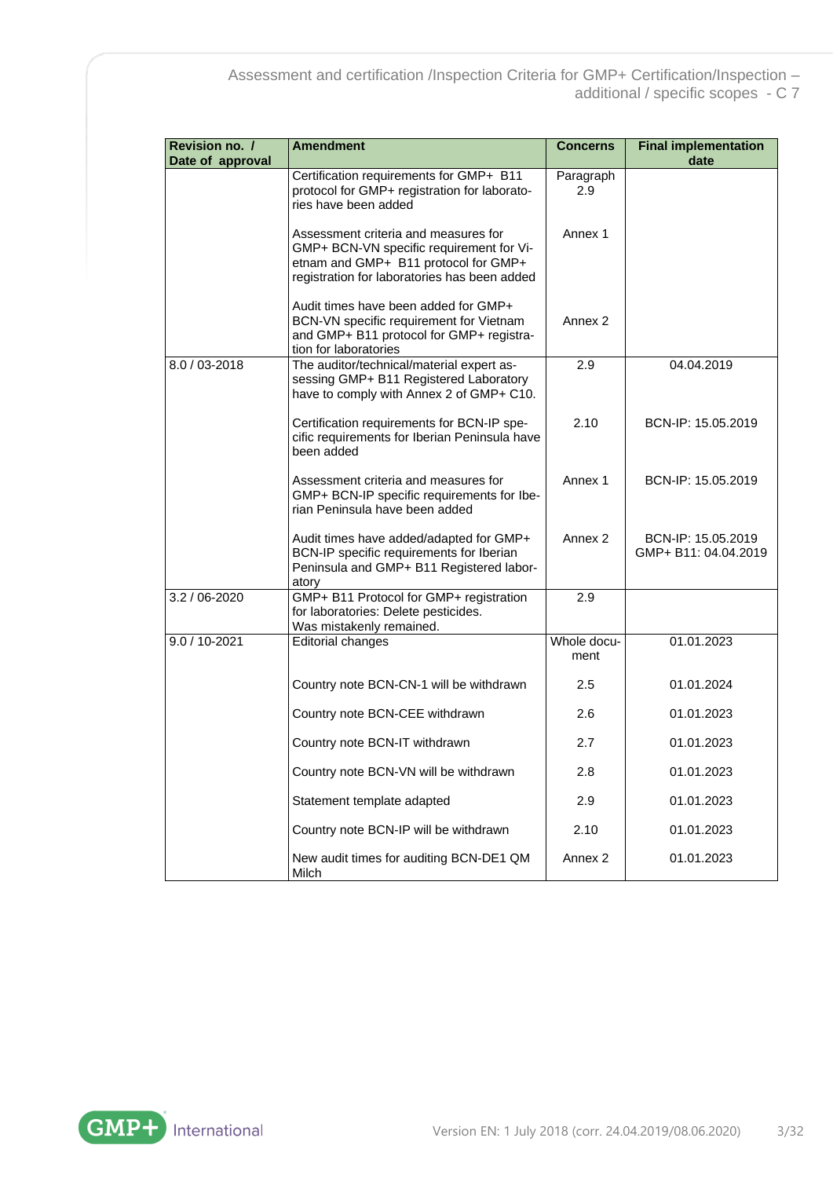| Revision no. / Date of approval | Amendment | Concerns | Final implementation date |
|---|---|---|---|
| | Certification requirements for GMP+ B11 protocol for GMP+ registration for laboratories have been added | Paragraph 2.9 | |
| | Assessment criteria and measures for GMP+ BCN-VN specific requirement for Vietnam and GMP+ B11 protocol for GMP+ registration for laboratories has been added | Annex 1 | |
| | Audit times have been added for GMP+ BCN-VN specific requirement for Vietnam and GMP+ B11 protocol for GMP+ registration for laboratories | Annex 2 | |
| 8.0 / 03-2018 | The auditor/technical/material expert assessing GMP+ B11 Registered Laboratory have to comply with Annex 2 of GMP+ C10. | 2.9 | 04.04.2019 |
| | Certification requirements for BCN-IP specific requirements for Iberian Peninsula have been added | 2.10 | BCN-IP: 15.05.2019 |
| | Assessment criteria and measures for GMP+ BCN-IP specific requirements for Iberian Peninsula have been added | Annex 1 | BCN-IP: 15.05.2019 |
| | Audit times have added/adapted for GMP+ BCN-IP specific requirements for Iberian Peninsula and GMP+ B11 Registered laboratory | Annex 2 | BCN-IP: 15.05.2019 GMP+ B11: 04.04.2019 |
| 3.2 / 06-2020 | GMP+ B11 Protocol for GMP+ registration for laboratories: Delete pesticides. Was mistakenly remained. | 2.9 | |
| 9.0 / 10-2021 | Editorial changes | Whole document | 01.01.2023 |
| | Country note BCN-CN-1 will be withdrawn | 2.5 | 01.01.2024 |
| | Country note BCN-CEE withdrawn | 2.6 | 01.01.2023 |
| | Country note BCN-IT withdrawn | 2.7 | 01.01.2023 |
| | Country note BCN-VN will be withdrawn | 2.8 | 01.01.2023 |
| | Statement template adapted | 2.9 | 01.01.2023 |
| | Country note BCN-IP will be withdrawn | 2.10 | 01.01.2023 |
| | New audit times for auditing BCN-DE1 QM Milch | Annex 2 | 01.01.2023 |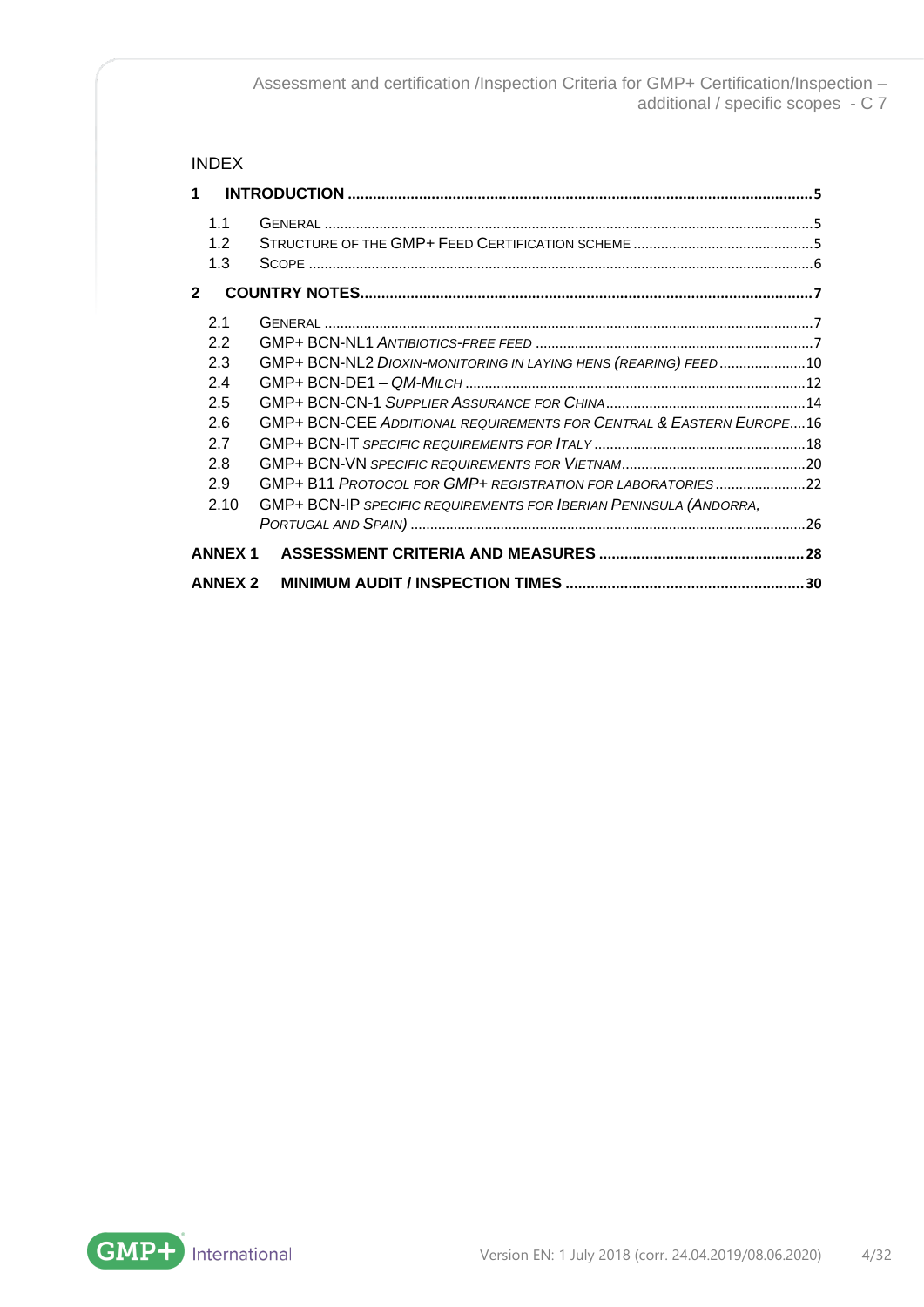INDEX

**1 INTRODUCTION .......... 5**

- 1.1 General .......... 5
- 1.2 Structure of the GMP+ Feed Certification Scheme .......... 5
- 1.3 Scope .......... 6

**2 COUNTRY NOTES .......... 7**

- 2.1 General .......... 7
- 2.2 GMP+ BCN-NL1 *Antibiotics-free feed* .......... 7
- 2.3 GMP+ BCN-NL2 *Dioxin-monitoring in laying hens (rearing) feed* .......... 10
- 2.4 GMP+ BCN-DE1 – *QM-Milch* .......... 12
- 2.5 GMP+ BCN-CN-1 *Supplier Assurance for China* .......... 14
- 2.6 GMP+ BCN-CEE *Additional requirements for Central & Eastern Europe* .......... 16
- 2.7 GMP+ BCN-IT *specific requirements for Italy* .......... 18
- 2.8 GMP+ BCN-VN *specific requirements for Vietnam* .......... 20
- 2.9 GMP+ B11 *Protocol for GMP+ registration for laboratories* .......... 22
- 2.10 GMP+ BCN-IP *specific requirements for Iberian Peninsula (Andorra, Portugal and Spain)* .......... 26

**ANNEX 1 ASSESSMENT CRITERIA AND MEASURES .......... 28**

**ANNEX 2 MINIMUM AUDIT / INSPECTION TIMES .......... 30**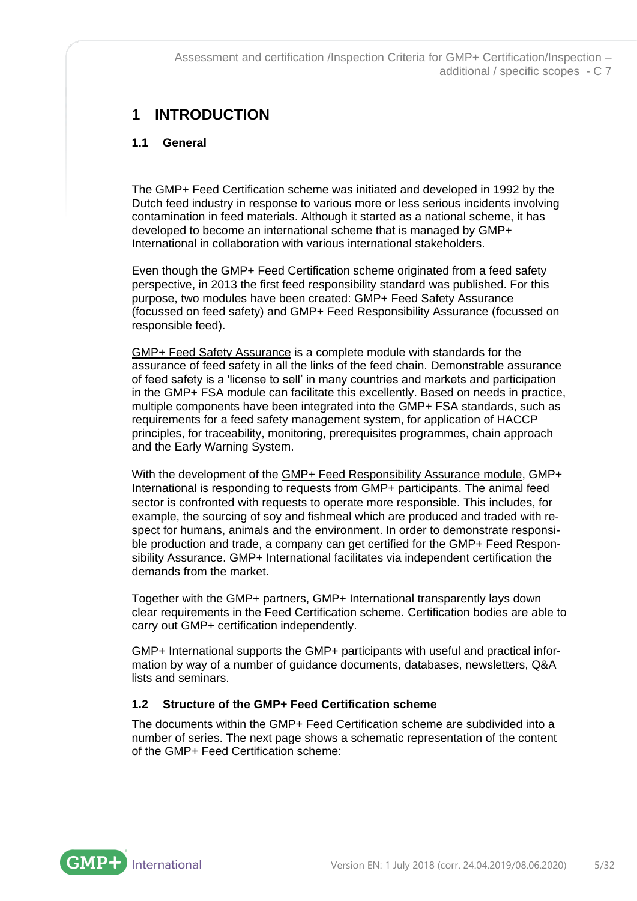# 1 INTRODUCTION

## 1.1 General

The GMP+ Feed Certification scheme was initiated and developed in 1992 by the Dutch feed industry in response to various more or less serious incidents involving contamination in feed materials. Although it started as a national scheme, it has developed to become an international scheme that is managed by GMP+ International in collaboration with various international stakeholders.

Even though the GMP+ Feed Certification scheme originated from a feed safety perspective, in 2013 the first feed responsibility standard was published. For this purpose, two modules have been created: GMP+ Feed Safety Assurance (focussed on feed safety) and GMP+ Feed Responsibility Assurance (focussed on responsible feed).

GMP+ Feed Safety Assurance is a complete module with standards for the assurance of feed safety in all the links of the feed chain. Demonstrable assurance of feed safety is a 'license to sell' in many countries and markets and participation in the GMP+ FSA module can facilitate this excellently. Based on needs in practice, multiple components have been integrated into the GMP+ FSA standards, such as requirements for a feed safety management system, for application of HACCP principles, for traceability, monitoring, prerequisites programmes, chain approach and the Early Warning System.

With the development of the GMP+ Feed Responsibility Assurance module, GMP+ International is responding to requests from GMP+ participants. The animal feed sector is confronted with requests to operate more responsible. This includes, for example, the sourcing of soy and fishmeal which are produced and traded with respect for humans, animals and the environment. In order to demonstrate responsible production and trade, a company can get certified for the GMP+ Feed Responsibility Assurance. GMP+ International facilitates via independent certification the demands from the market.

Together with the GMP+ partners, GMP+ International transparently lays down clear requirements in the Feed Certification scheme. Certification bodies are able to carry out GMP+ certification independently.

GMP+ International supports the GMP+ participants with useful and practical information by way of a number of guidance documents, databases, newsletters, Q&A lists and seminars.

## 1.2 Structure of the GMP+ Feed Certification scheme

The documents within the GMP+ Feed Certification scheme are subdivided into a number of series. The next page shows a schematic representation of the content of the GMP+ Feed Certification scheme: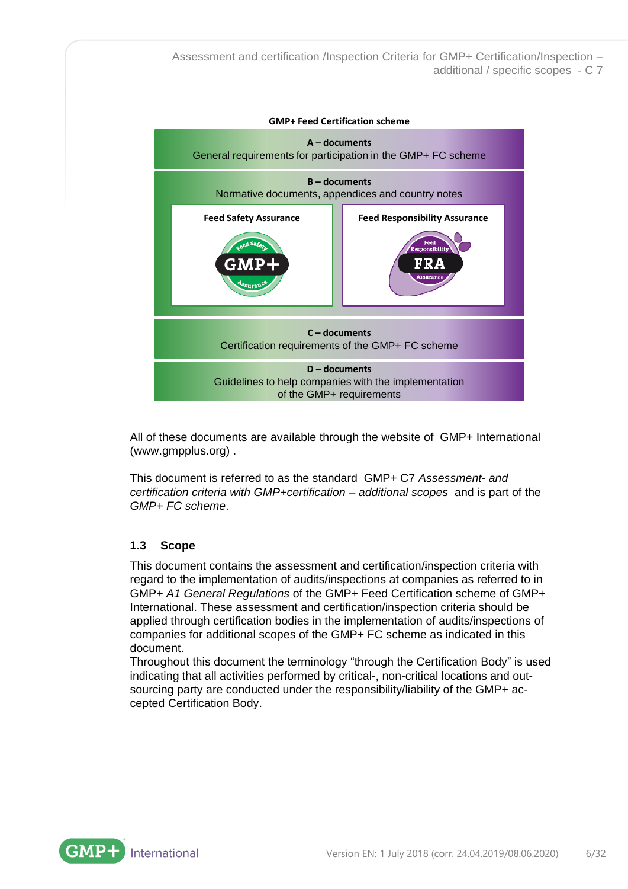**GMP+ Feed Certification scheme**

**A – documents**
General requirements for participation in the GMP+ FC scheme

**B – documents**
Normative documents, appendices and country notes

| Feed Safety Assurance | Feed Responsibility Assurance |
|---|---|
| GMP+ Feed Safety Assurance | Feed Responsibility FRA Assurance |

**C – documents**
Certification requirements of the GMP+ FC scheme

**D – documents**
Guidelines to help companies with the implementation of the GMP+ requirements

All of these documents are available through the website of GMP+ International (www.gmpplus.org) .

This document is referred to as the standard GMP+ C7 *Assessment- and certification criteria with GMP+certification – additional scopes* and is part of the *GMP+ FC scheme*.

### 1.3 Scope

This document contains the assessment and certification/inspection criteria with regard to the implementation of audits/inspections at companies as referred to in GMP+ *A1 General Regulations* of the GMP+ Feed Certification scheme of GMP+ International. These assessment and certification/inspection criteria should be applied through certification bodies in the implementation of audits/inspections of companies for additional scopes of the GMP+ FC scheme as indicated in this document.
Throughout this document the terminology "through the Certification Body" is used indicating that all activities performed by critical-, non-critical locations and out-sourcing party are conducted under the responsibility/liability of the GMP+ ac-cepted Certification Body.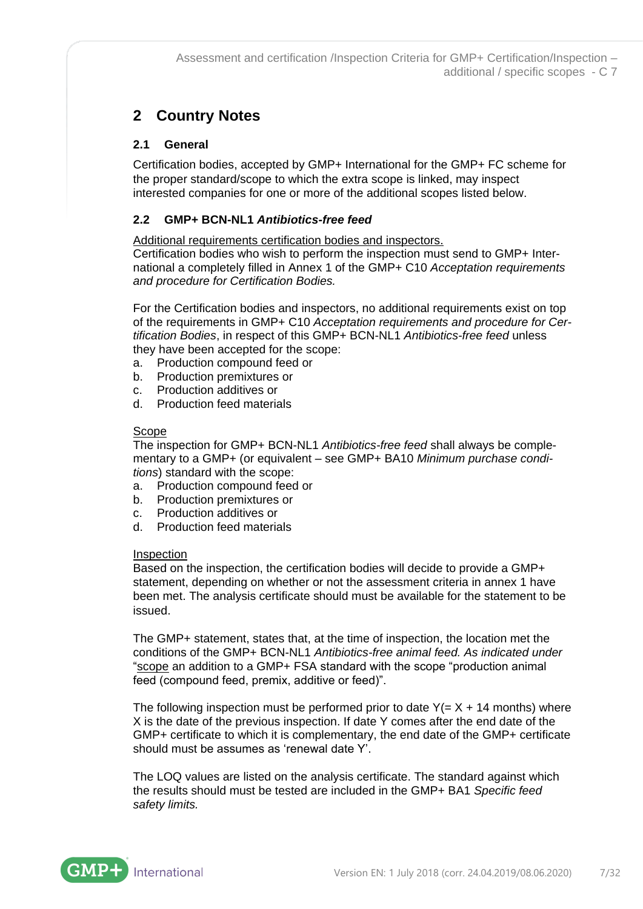## 2 Country Notes

### 2.1 General

Certification bodies, accepted by GMP+ International for the GMP+ FC scheme for the proper standard/scope to which the extra scope is linked, may inspect interested companies for one or more of the additional scopes listed below.

### 2.2 GMP+ BCN-NL1 *Antibiotics-free feed*

Additional requirements certification bodies and inspectors.
Certification bodies who wish to perform the inspection must send to GMP+ International a completely filled in Annex 1 of the GMP+ C10 *Acceptation requirements and procedure for Certification Bodies.*

For the Certification bodies and inspectors, no additional requirements exist on top of the requirements in GMP+ C10 *Acceptation requirements and procedure for Certification Bodies*, in respect of this GMP+ BCN-NL1 *Antibiotics-free feed* unless they have been accepted for the scope:

a. Production compound feed or
b. Production premixtures or
c. Production additives or
d. Production feed materials

Scope
The inspection for GMP+ BCN-NL1 *Antibiotics-free feed* shall always be complementary to a GMP+ (or equivalent – see GMP+ BA10 *Minimum purchase conditions*) standard with the scope:

a. Production compound feed or
b. Production premixtures or
c. Production additives or
d. Production feed materials

Inspection
Based on the inspection, the certification bodies will decide to provide a GMP+ statement, depending on whether or not the assessment criteria in annex 1 have been met. The analysis certificate should must be available for the statement to be issued.

The GMP+ statement, states that, at the time of inspection, the location met the conditions of the GMP+ BCN-NL1 *Antibiotics-free animal feed. As indicated under* "scope an addition to a GMP+ FSA standard with the scope "production animal feed (compound feed, premix, additive or feed)".

The following inspection must be performed prior to date Y(= X + 14 months) where X is the date of the previous inspection. If date Y comes after the end date of the GMP+ certificate to which it is complementary, the end date of the GMP+ certificate should must be assumes as 'renewal date Y'.

The LOQ values are listed on the analysis certificate. The standard against which the results should must be tested are included in the GMP+ BA1 *Specific feed safety limits.*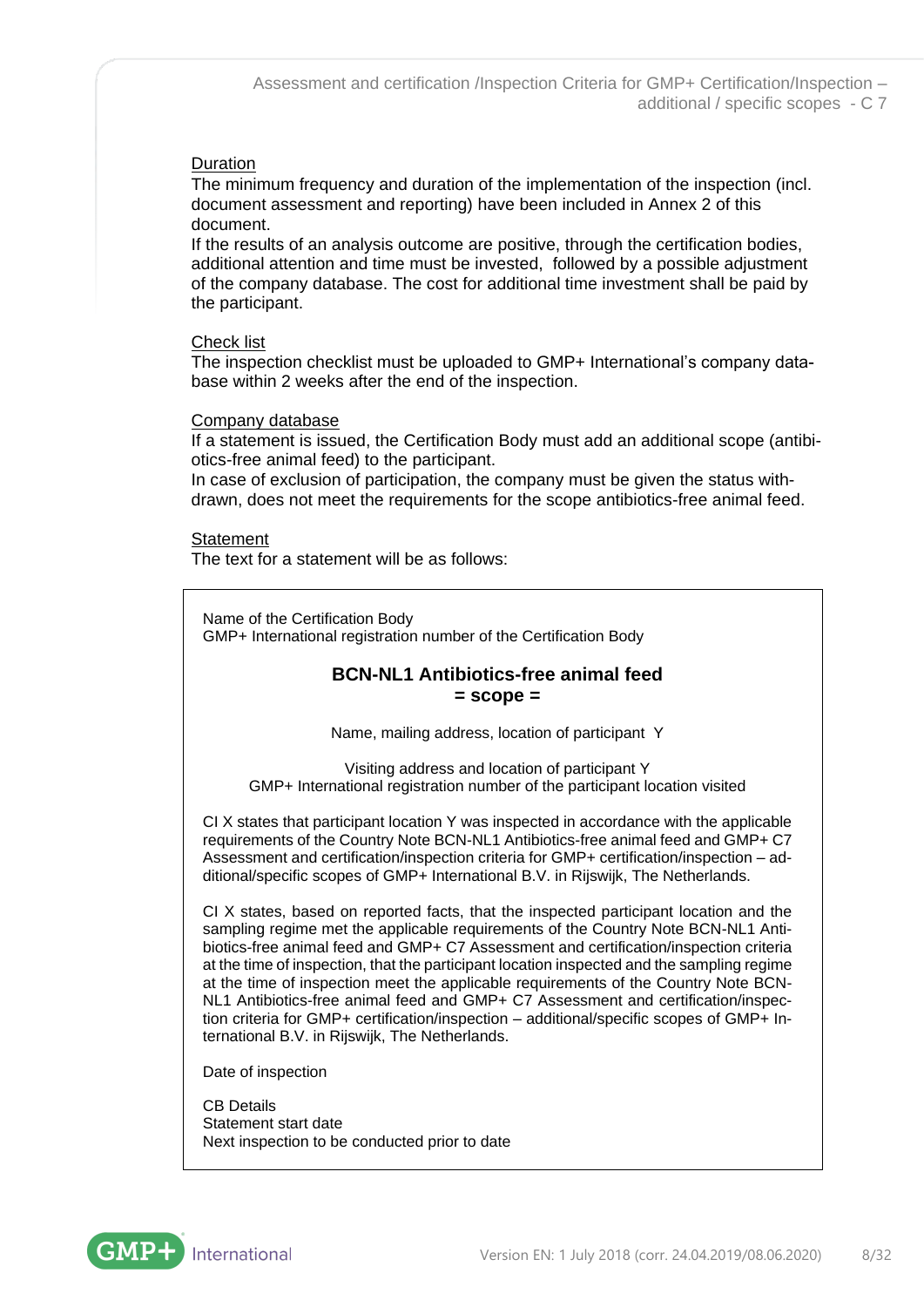Duration

The minimum frequency and duration of the implementation of the inspection (incl. document assessment and reporting) have been included in Annex 2 of this document.
If the results of an analysis outcome are positive, through the certification bodies, additional attention and time must be invested, followed by a possible adjustment of the company database. The cost for additional time investment shall be paid by the participant.

Check list

The inspection checklist must be uploaded to GMP+ International's company database within 2 weeks after the end of the inspection.

Company database

If a statement is issued, the Certification Body must add an additional scope (antibiotics-free animal feed) to the participant.
In case of exclusion of participation, the company must be given the status withdrawn, does not meet the requirements for the scope antibiotics-free animal feed.

Statement

The text for a statement will be as follows:

---

Name of the Certification Body
GMP+ International registration number of the Certification Body

**BCN-NL1 Antibiotics-free animal feed**
**= scope =**

Name, mailing address, location of participant Y

Visiting address and location of participant Y
GMP+ International registration number of the participant location visited

CI X states that participant location Y was inspected in accordance with the applicable requirements of the Country Note BCN-NL1 Antibiotics-free animal feed and GMP+ C7 Assessment and certification/inspection criteria for GMP+ certification/inspection – additional/specific scopes of GMP+ International B.V. in Rijswijk, The Netherlands.

CI X states, based on reported facts, that the inspected participant location and the sampling regime met the applicable requirements of the Country Note BCN-NL1 Antibiotics-free animal feed and GMP+ C7 Assessment and certification/inspection criteria at the time of inspection, that the participant location inspected and the sampling regime at the time of inspection meet the applicable requirements of the Country Note BCN-NL1 Antibiotics-free animal feed and GMP+ C7 Assessment and certification/inspection criteria for GMP+ certification/inspection – additional/specific scopes of GMP+ International B.V. in Rijswijk, The Netherlands.

Date of inspection

CB Details
Statement start date
Next inspection to be conducted prior to date

---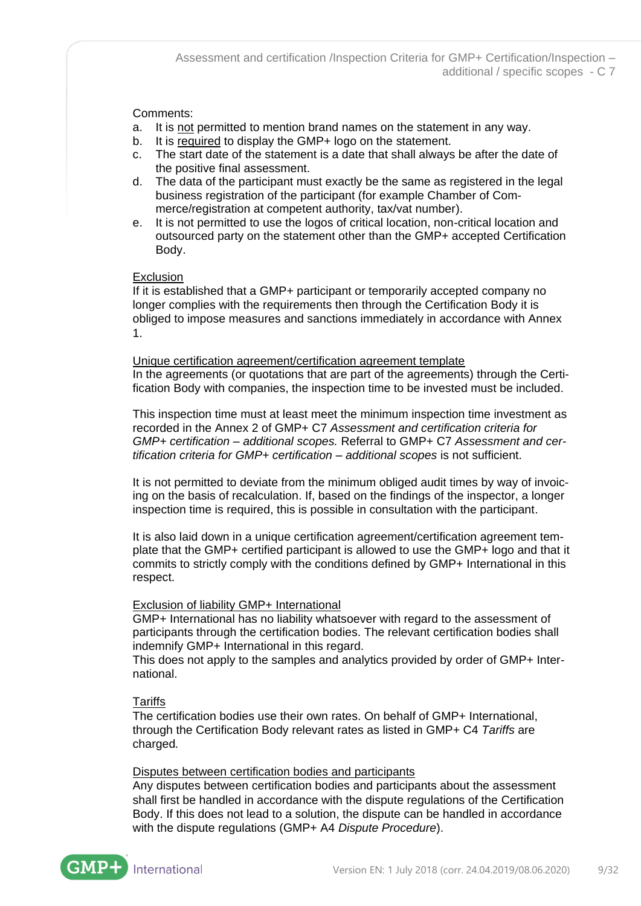Comments:

a. It is not permitted to mention brand names on the statement in any way.
b. It is required to display the GMP+ logo on the statement.
c. The start date of the statement is a date that shall always be after the date of the positive final assessment.
d. The data of the participant must exactly be the same as registered in the legal business registration of the participant (for example Chamber of Commerce/registration at competent authority, tax/vat number).
e. It is not permitted to use the logos of critical location, non-critical location and outsourced party on the statement other than the GMP+ accepted Certification Body.

Exclusion

If it is established that a GMP+ participant or temporarily accepted company no longer complies with the requirements then through the Certification Body it is obliged to impose measures and sanctions immediately in accordance with Annex 1.

Unique certification agreement/certification agreement template

In the agreements (or quotations that are part of the agreements) through the Certification Body with companies, the inspection time to be invested must be included.

This inspection time must at least meet the minimum inspection time investment as recorded in the Annex 2 of GMP+ C7 *Assessment and certification criteria for GMP+ certification – additional scopes.* Referral to GMP+ C7 *Assessment and certification criteria for GMP+ certification – additional scopes* is not sufficient.

It is not permitted to deviate from the minimum obliged audit times by way of invoicing on the basis of recalculation. If, based on the findings of the inspector, a longer inspection time is required, this is possible in consultation with the participant.

It is also laid down in a unique certification agreement/certification agreement template that the GMP+ certified participant is allowed to use the GMP+ logo and that it commits to strictly comply with the conditions defined by GMP+ International in this respect.

Exclusion of liability GMP+ International

GMP+ International has no liability whatsoever with regard to the assessment of participants through the certification bodies. The relevant certification bodies shall indemnify GMP+ International in this regard.
This does not apply to the samples and analytics provided by order of GMP+ International.

Tariffs

The certification bodies use their own rates. On behalf of GMP+ International, through the Certification Body relevant rates as listed in GMP+ C4 *Tariffs* are charged.

Disputes between certification bodies and participants

Any disputes between certification bodies and participants about the assessment shall first be handled in accordance with the dispute regulations of the Certification Body. If this does not lead to a solution, the dispute can be handled in accordance with the dispute regulations (GMP+ A4 *Dispute Procedure*).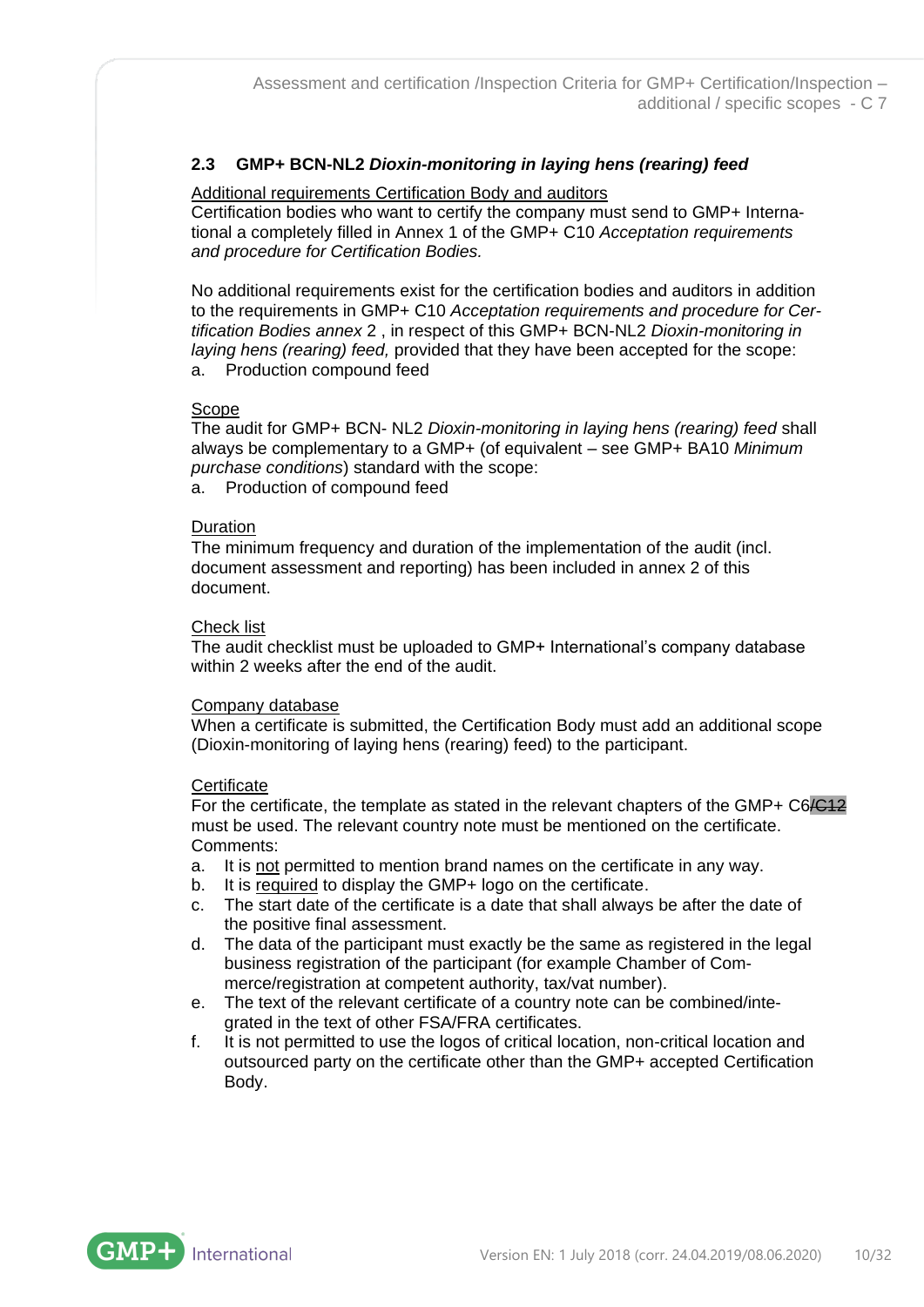## 2.3 GMP+ BCN-NL2 *Dioxin-monitoring in laying hens (rearing) feed*

Additional requirements Certification Body and auditors
Certification bodies who want to certify the company must send to GMP+ International a completely filled in Annex 1 of the GMP+ C10 *Acceptation requirements and procedure for Certification Bodies.*

No additional requirements exist for the certification bodies and auditors in addition to the requirements in GMP+ C10 *Acceptation requirements and procedure for Certification Bodies annex* 2 , in respect of this GMP+ BCN-NL2 *Dioxin-monitoring in laying hens (rearing) feed,* provided that they have been accepted for the scope:

a. Production compound feed

Scope
The audit for GMP+ BCN- NL2 *Dioxin-monitoring in laying hens (rearing) feed* shall always be complementary to a GMP+ (of equivalent – see GMP+ BA10 *Minimum purchase conditions*) standard with the scope:

a. Production of compound feed

Duration
The minimum frequency and duration of the implementation of the audit (incl. document assessment and reporting) has been included in annex 2 of this document.

Check list
The audit checklist must be uploaded to GMP+ International's company database within 2 weeks after the end of the audit.

Company database
When a certificate is submitted, the Certification Body must add an additional scope (Dioxin-monitoring of laying hens (rearing) feed) to the participant.

Certificate
For the certificate, the template as stated in the relevant chapters of the GMP+ C6~~/C12~~ must be used. The relevant country note must be mentioned on the certificate.
Comments:

a. It is not permitted to mention brand names on the certificate in any way.
b. It is required to display the GMP+ logo on the certificate.
c. The start date of the certificate is a date that shall always be after the date of the positive final assessment.
d. The data of the participant must exactly be the same as registered in the legal business registration of the participant (for example Chamber of Commerce/registration at competent authority, tax/vat number).
e. The text of the relevant certificate of a country note can be combined/integrated in the text of other FSA/FRA certificates.
f. It is not permitted to use the logos of critical location, non-critical location and outsourced party on the certificate other than the GMP+ accepted Certification Body.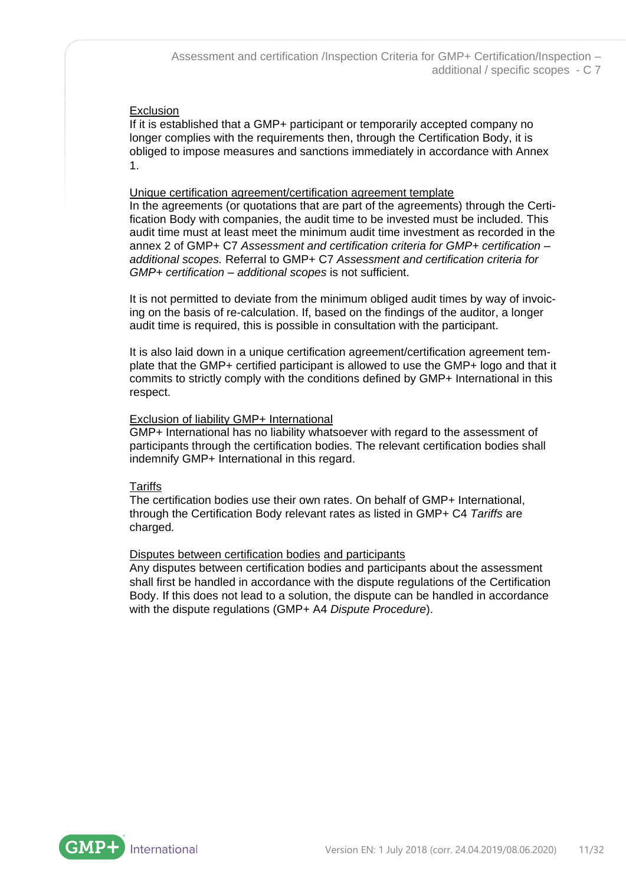Exclusion

If it is established that a GMP+ participant or temporarily accepted company no longer complies with the requirements then, through the Certification Body, it is obliged to impose measures and sanctions immediately in accordance with Annex 1.

Unique certification agreement/certification agreement template

In the agreements (or quotations that are part of the agreements) through the Certification Body with companies, the audit time to be invested must be included. This audit time must at least meet the minimum audit time investment as recorded in the annex 2 of GMP+ C7 *Assessment and certification criteria for GMP+ certification – additional scopes.* Referral to GMP+ C7 *Assessment and certification criteria for GMP+ certification – additional scopes* is not sufficient.

It is not permitted to deviate from the minimum obliged audit times by way of invoicing on the basis of re-calculation. If, based on the findings of the auditor, a longer audit time is required, this is possible in consultation with the participant.

It is also laid down in a unique certification agreement/certification agreement template that the GMP+ certified participant is allowed to use the GMP+ logo and that it commits to strictly comply with the conditions defined by GMP+ International in this respect.

Exclusion of liability GMP+ International

GMP+ International has no liability whatsoever with regard to the assessment of participants through the certification bodies. The relevant certification bodies shall indemnify GMP+ International in this regard.

Tariffs

The certification bodies use their own rates. On behalf of GMP+ International, through the Certification Body relevant rates as listed in GMP+ C4 *Tariffs* are charged.

Disputes between certification bodies and participants

Any disputes between certification bodies and participants about the assessment shall first be handled in accordance with the dispute regulations of the Certification Body. If this does not lead to a solution, the dispute can be handled in accordance with the dispute regulations (GMP+ A4 *Dispute Procedure*).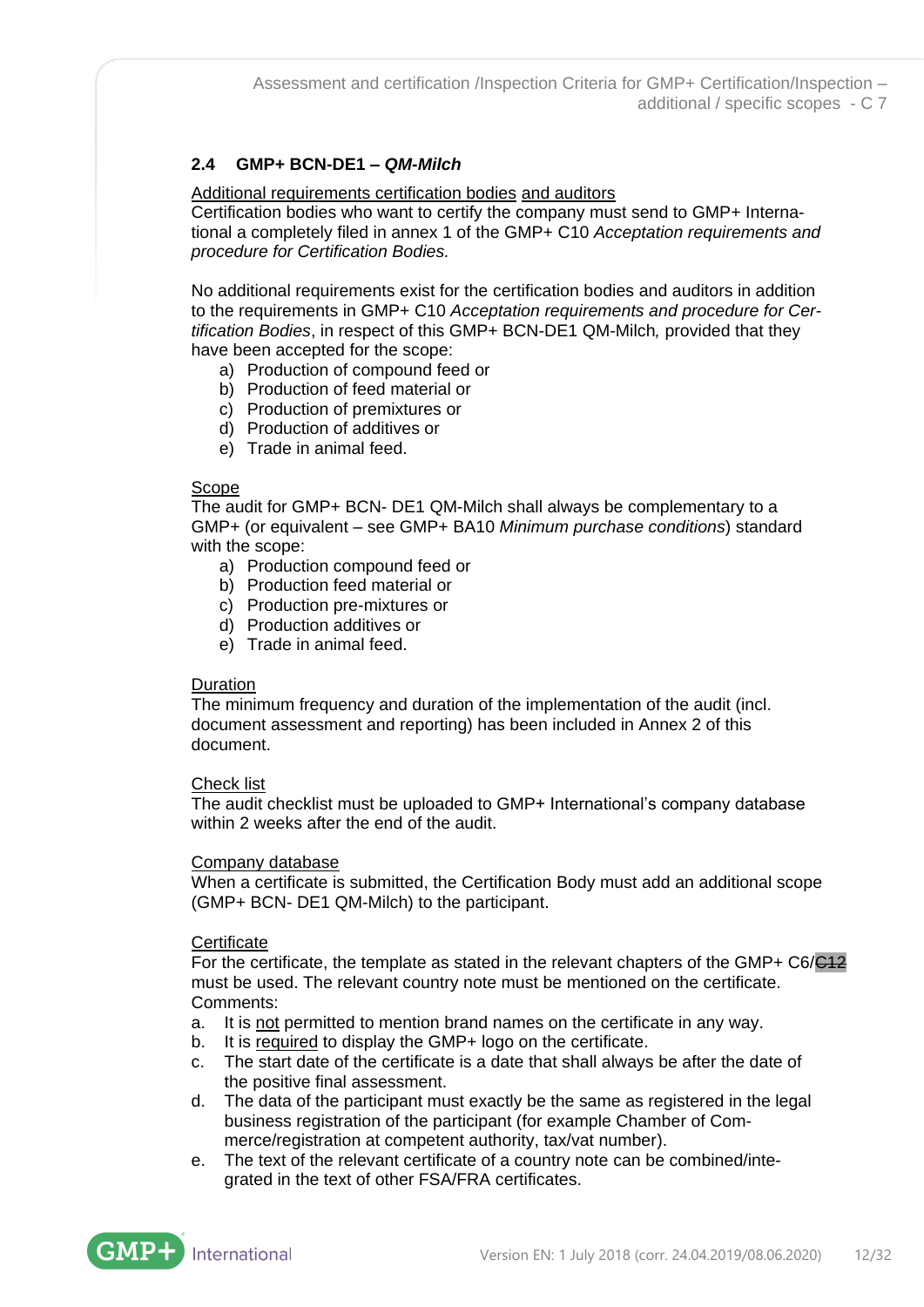## 2.4 GMP+ BCN-DE1 – *QM-Milch*

Additional requirements certification bodies and auditors
Certification bodies who want to certify the company must send to GMP+ International a completely filed in annex 1 of the GMP+ C10 *Acceptation requirements and procedure for Certification Bodies*.

No additional requirements exist for the certification bodies and auditors in addition to the requirements in GMP+ C10 *Acceptation requirements and procedure for Certification Bodies*, in respect of this GMP+ BCN-DE1 QM-Milch, provided that they have been accepted for the scope:

a) Production of compound feed or
b) Production of feed material or
c) Production of premixtures or
d) Production of additives or
e) Trade in animal feed.

Scope
The audit for GMP+ BCN- DE1 QM-Milch shall always be complementary to a GMP+ (or equivalent – see GMP+ BA10 *Minimum purchase conditions*) standard with the scope:

a) Production compound feed or
b) Production feed material or
c) Production pre-mixtures or
d) Production additives or
e) Trade in animal feed.

Duration
The minimum frequency and duration of the implementation of the audit (incl. document assessment and reporting) has been included in Annex 2 of this document.

Check list
The audit checklist must be uploaded to GMP+ International's company database within 2 weeks after the end of the audit.

Company database
When a certificate is submitted, the Certification Body must add an additional scope (GMP+ BCN- DE1 QM-Milch) to the participant.

Certificate
For the certificate, the template as stated in the relevant chapters of the GMP+ C6/~~C12~~ must be used. The relevant country note must be mentioned on the certificate.
Comments:

a. It is not permitted to mention brand names on the certificate in any way.
b. It is required to display the GMP+ logo on the certificate.
c. The start date of the certificate is a date that shall always be after the date of the positive final assessment.
d. The data of the participant must exactly be the same as registered in the legal business registration of the participant (for example Chamber of Commerce/registration at competent authority, tax/vat number).
e. The text of the relevant certificate of a country note can be combined/integrated in the text of other FSA/FRA certificates.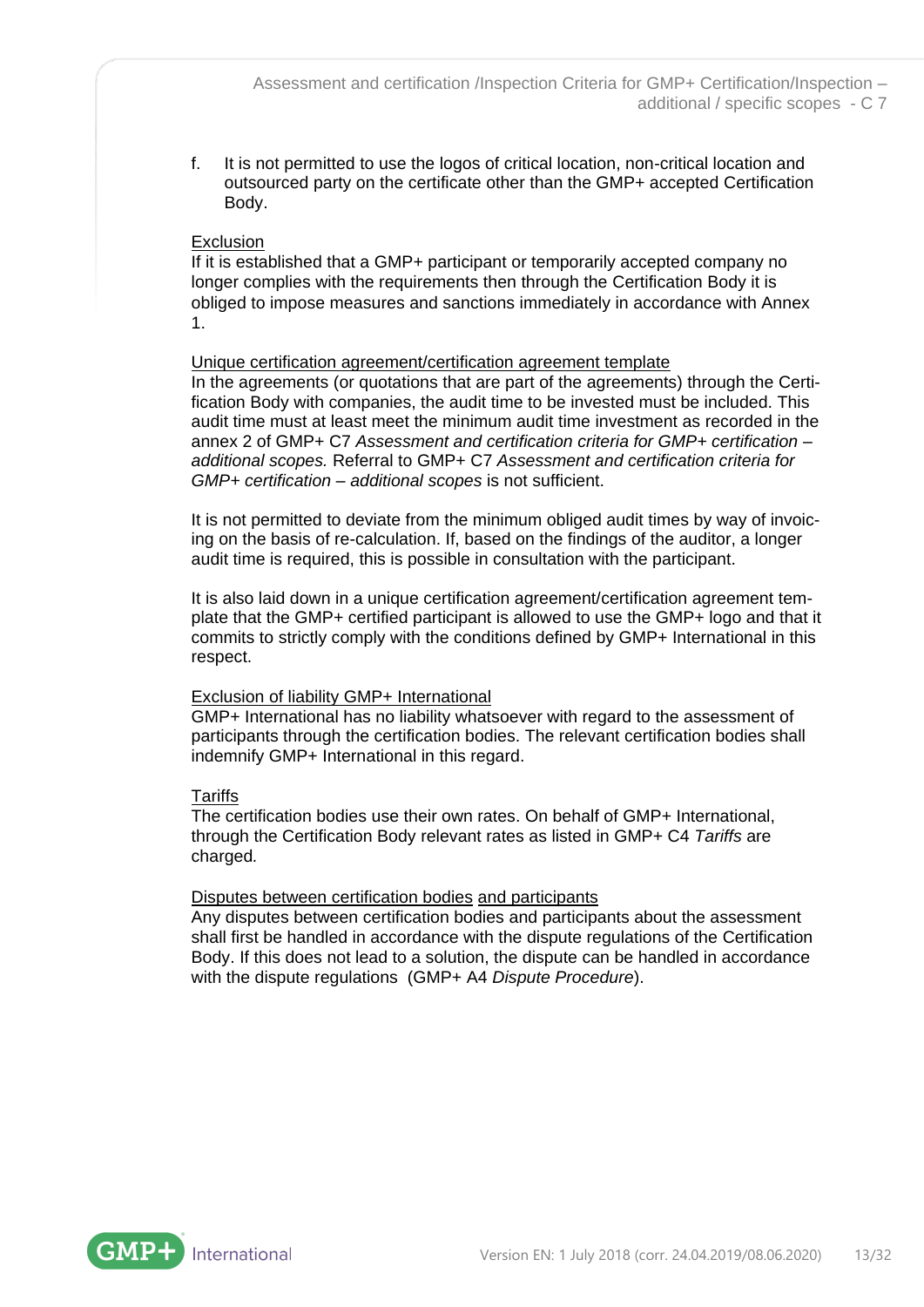f. It is not permitted to use the logos of critical location, non-critical location and outsourced party on the certificate other than the GMP+ accepted Certification Body.

Exclusion
If it is established that a GMP+ participant or temporarily accepted company no longer complies with the requirements then through the Certification Body it is obliged to impose measures and sanctions immediately in accordance with Annex 1.

Unique certification agreement/certification agreement template
In the agreements (or quotations that are part of the agreements) through the Certification Body with companies, the audit time to be invested must be included. This audit time must at least meet the minimum audit time investment as recorded in the annex 2 of GMP+ C7 *Assessment and certification criteria for GMP+ certification – additional scopes.* Referral to GMP+ C7 *Assessment and certification criteria for GMP+ certification – additional scopes* is not sufficient.

It is not permitted to deviate from the minimum obliged audit times by way of invoicing on the basis of re-calculation. If, based on the findings of the auditor, a longer audit time is required, this is possible in consultation with the participant.

It is also laid down in a unique certification agreement/certification agreement template that the GMP+ certified participant is allowed to use the GMP+ logo and that it commits to strictly comply with the conditions defined by GMP+ International in this respect.

Exclusion of liability GMP+ International
GMP+ International has no liability whatsoever with regard to the assessment of participants through the certification bodies. The relevant certification bodies shall indemnify GMP+ International in this regard.

Tariffs
The certification bodies use their own rates. On behalf of GMP+ International, through the Certification Body relevant rates as listed in GMP+ C4 *Tariffs* are charged.

Disputes between certification bodies and participants
Any disputes between certification bodies and participants about the assessment shall first be handled in accordance with the dispute regulations of the Certification Body. If this does not lead to a solution, the dispute can be handled in accordance with the dispute regulations (GMP+ A4 *Dispute Procedure*).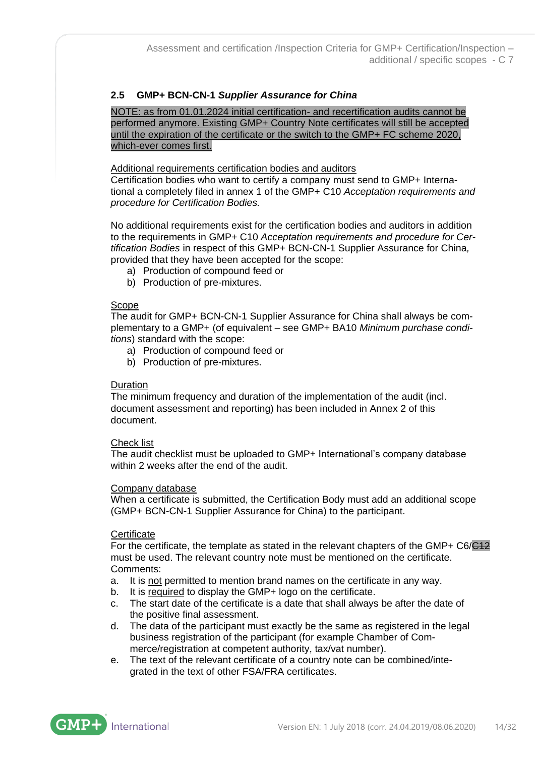## 2.5 GMP+ BCN-CN-1 *Supplier Assurance for China*

NOTE: as from 01.01.2024 initial certification- and recertification audits cannot be performed anymore. Existing GMP+ Country Note certificates will still be accepted until the expiration of the certificate or the switch to the GMP+ FC scheme 2020, which-ever comes first.

Additional requirements certification bodies and auditors
Certification bodies who want to certify a company must send to GMP+ International a completely filed in annex 1 of the GMP+ C10 *Acceptation requirements and procedure for Certification Bodies.*

No additional requirements exist for the certification bodies and auditors in addition to the requirements in GMP+ C10 *Acceptation requirements and procedure for Certification Bodies* in respect of this GMP+ BCN-CN-1 Supplier Assurance for China*,* provided that they have been accepted for the scope:

a) Production of compound feed or
b) Production of pre-mixtures.

Scope
The audit for GMP+ BCN-CN-1 Supplier Assurance for China shall always be complementary to a GMP+ (of equivalent – see GMP+ BA10 *Minimum purchase conditions*) standard with the scope:

a) Production of compound feed or
b) Production of pre-mixtures.

Duration
The minimum frequency and duration of the implementation of the audit (incl. document assessment and reporting) has been included in Annex 2 of this document.

Check list
The audit checklist must be uploaded to GMP+ International's company database within 2 weeks after the end of the audit.

Company database
When a certificate is submitted, the Certification Body must add an additional scope (GMP+ BCN-CN-1 Supplier Assurance for China) to the participant.

Certificate
For the certificate, the template as stated in the relevant chapters of the GMP+ C6/~~C12~~ must be used. The relevant country note must be mentioned on the certificate.
Comments:

a. It is not permitted to mention brand names on the certificate in any way.
b. It is required to display the GMP+ logo on the certificate.
c. The start date of the certificate is a date that shall always be after the date of the positive final assessment.
d. The data of the participant must exactly be the same as registered in the legal business registration of the participant (for example Chamber of Commerce/registration at competent authority, tax/vat number).
e. The text of the relevant certificate of a country note can be combined/integrated in the text of other FSA/FRA certificates.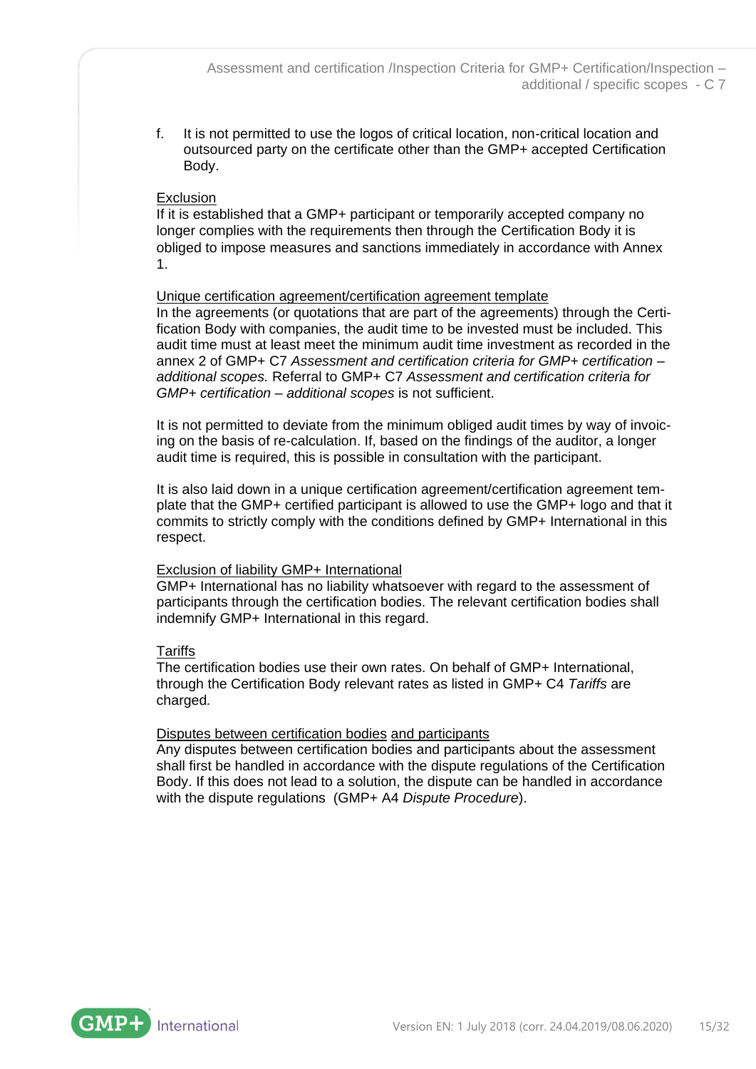f. It is not permitted to use the logos of critical location, non-critical location and outsourced party on the certificate other than the GMP+ accepted Certification Body.

<u>Exclusion</u>
If it is established that a GMP+ participant or temporarily accepted company no longer complies with the requirements then through the Certification Body it is obliged to impose measures and sanctions immediately in accordance with Annex 1.

<u>Unique certification agreement/certification agreement template</u>
In the agreements (or quotations that are part of the agreements) through the Certification Body with companies, the audit time to be invested must be included. This audit time must at least meet the minimum audit time investment as recorded in the annex 2 of GMP+ C7 *Assessment and certification criteria for GMP+ certification – additional scopes.* Referral to GMP+ C7 *Assessment and certification criteria for GMP+ certification – additional scopes* is not sufficient.

It is not permitted to deviate from the minimum obliged audit times by way of invoicing on the basis of re-calculation. If, based on the findings of the auditor, a longer audit time is required, this is possible in consultation with the participant.

It is also laid down in a unique certification agreement/certification agreement template that the GMP+ certified participant is allowed to use the GMP+ logo and that it commits to strictly comply with the conditions defined by GMP+ International in this respect.

<u>Exclusion of liability GMP+ International</u>
GMP+ International has no liability whatsoever with regard to the assessment of participants through the certification bodies. The relevant certification bodies shall indemnify GMP+ International in this regard.

<u>Tariffs</u>
The certification bodies use their own rates. On behalf of GMP+ International, through the Certification Body relevant rates as listed in GMP+ C4 *Tariffs* are charged.

<u>Disputes between certification bodies and participants</u>
Any disputes between certification bodies and participants about the assessment shall first be handled in accordance with the dispute regulations of the Certification Body. If this does not lead to a solution, the dispute can be handled in accordance with the dispute regulations (GMP+ A4 *Dispute Procedure*).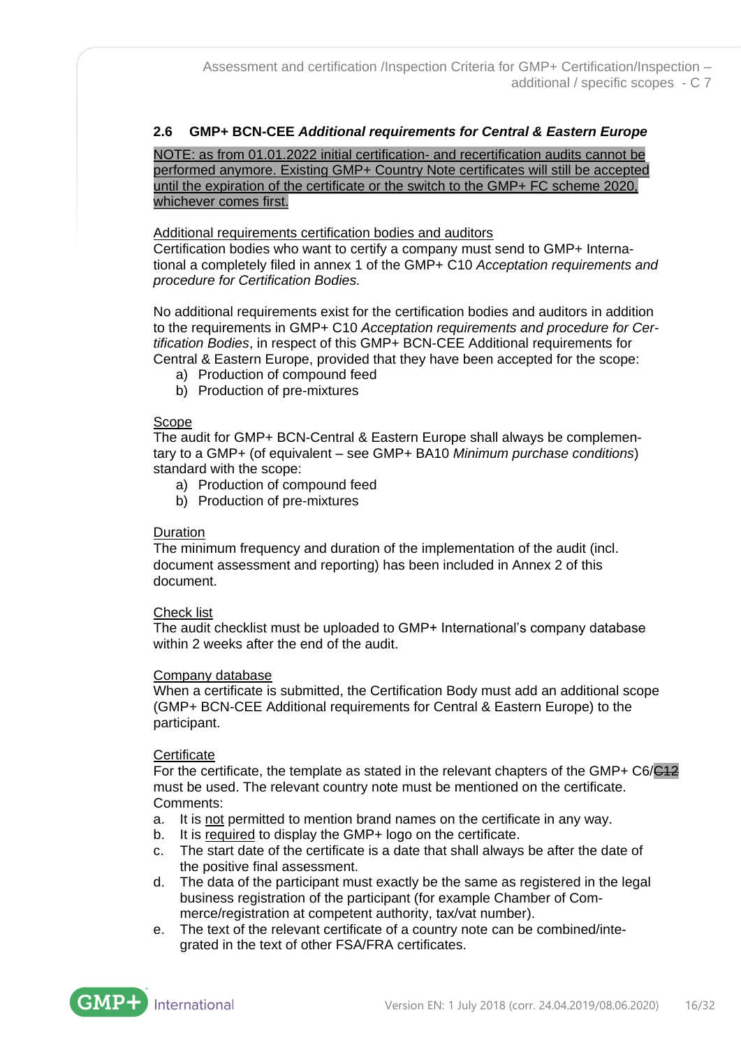## 2.6 GMP+ BCN-CEE *Additional requirements for Central & Eastern Europe*

NOTE: as from 01.01.2022 initial certification- and recertification audits cannot be performed anymore. Existing GMP+ Country Note certificates will still be accepted until the expiration of the certificate or the switch to the GMP+ FC scheme 2020, whichever comes first.

Additional requirements certification bodies and auditors

Certification bodies who want to certify a company must send to GMP+ International a completely filed in annex 1 of the GMP+ C10 *Acceptation requirements and procedure for Certification Bodies.*

No additional requirements exist for the certification bodies and auditors in addition to the requirements in GMP+ C10 *Acceptation requirements and procedure for Certification Bodies*, in respect of this GMP+ BCN-CEE Additional requirements for Central & Eastern Europe, provided that they have been accepted for the scope:

a) Production of compound feed
b) Production of pre-mixtures

Scope

The audit for GMP+ BCN-Central & Eastern Europe shall always be complementary to a GMP+ (of equivalent – see GMP+ BA10 *Minimum purchase conditions*) standard with the scope:

a) Production of compound feed
b) Production of pre-mixtures

Duration

The minimum frequency and duration of the implementation of the audit (incl. document assessment and reporting) has been included in Annex 2 of this document.

Check list

The audit checklist must be uploaded to GMP+ International's company database within 2 weeks after the end of the audit.

Company database

When a certificate is submitted, the Certification Body must add an additional scope (GMP+ BCN-CEE Additional requirements for Central & Eastern Europe) to the participant.

Certificate

For the certificate, the template as stated in the relevant chapters of the GMP+ C6/~~C12~~ must be used. The relevant country note must be mentioned on the certificate.

Comments:

a. It is not permitted to mention brand names on the certificate in any way.
b. It is required to display the GMP+ logo on the certificate.
c. The start date of the certificate is a date that shall always be after the date of the positive final assessment.
d. The data of the participant must exactly be the same as registered in the legal business registration of the participant (for example Chamber of Commerce/registration at competent authority, tax/vat number).
e. The text of the relevant certificate of a country note can be combined/integrated in the text of other FSA/FRA certificates.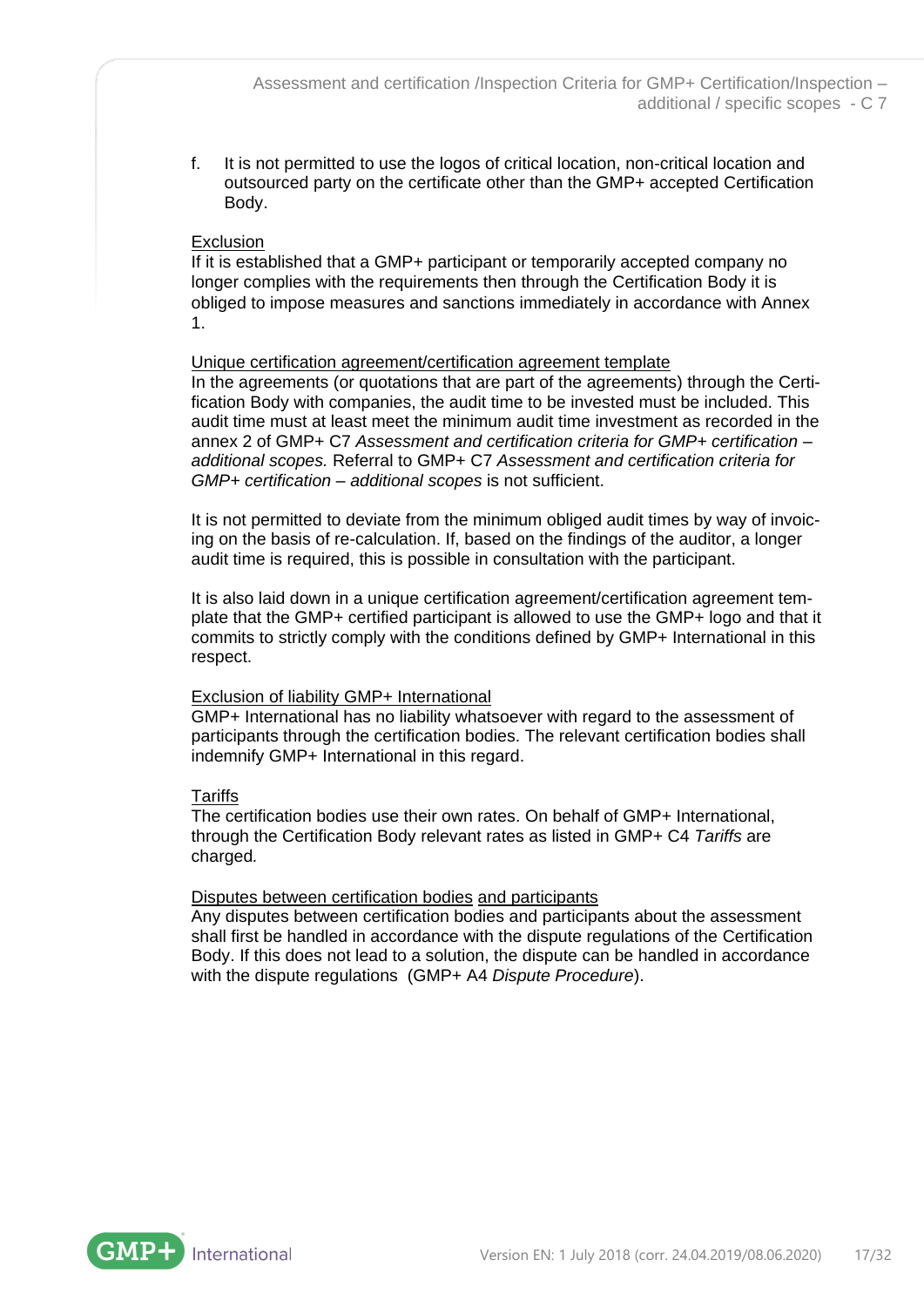f. It is not permitted to use the logos of critical location, non-critical location and outsourced party on the certificate other than the GMP+ accepted Certification Body.

Exclusion
If it is established that a GMP+ participant or temporarily accepted company no longer complies with the requirements then through the Certification Body it is obliged to impose measures and sanctions immediately in accordance with Annex 1.

Unique certification agreement/certification agreement template
In the agreements (or quotations that are part of the agreements) through the Certification Body with companies, the audit time to be invested must be included. This audit time must at least meet the minimum audit time investment as recorded in the annex 2 of GMP+ C7 *Assessment and certification criteria for GMP+ certification – additional scopes.* Referral to GMP+ C7 *Assessment and certification criteria for GMP+ certification – additional scopes* is not sufficient.

It is not permitted to deviate from the minimum obliged audit times by way of invoicing on the basis of re-calculation. If, based on the findings of the auditor, a longer audit time is required, this is possible in consultation with the participant.

It is also laid down in a unique certification agreement/certification agreement template that the GMP+ certified participant is allowed to use the GMP+ logo and that it commits to strictly comply with the conditions defined by GMP+ International in this respect.

Exclusion of liability GMP+ International
GMP+ International has no liability whatsoever with regard to the assessment of participants through the certification bodies. The relevant certification bodies shall indemnify GMP+ International in this regard.

Tariffs
The certification bodies use their own rates. On behalf of GMP+ International, through the Certification Body relevant rates as listed in GMP+ C4 *Tariffs* are charged*.*

Disputes between certification bodies and participants
Any disputes between certification bodies and participants about the assessment shall first be handled in accordance with the dispute regulations of the Certification Body. If this does not lead to a solution, the dispute can be handled in accordance with the dispute regulations (GMP+ A4 *Dispute Procedure*).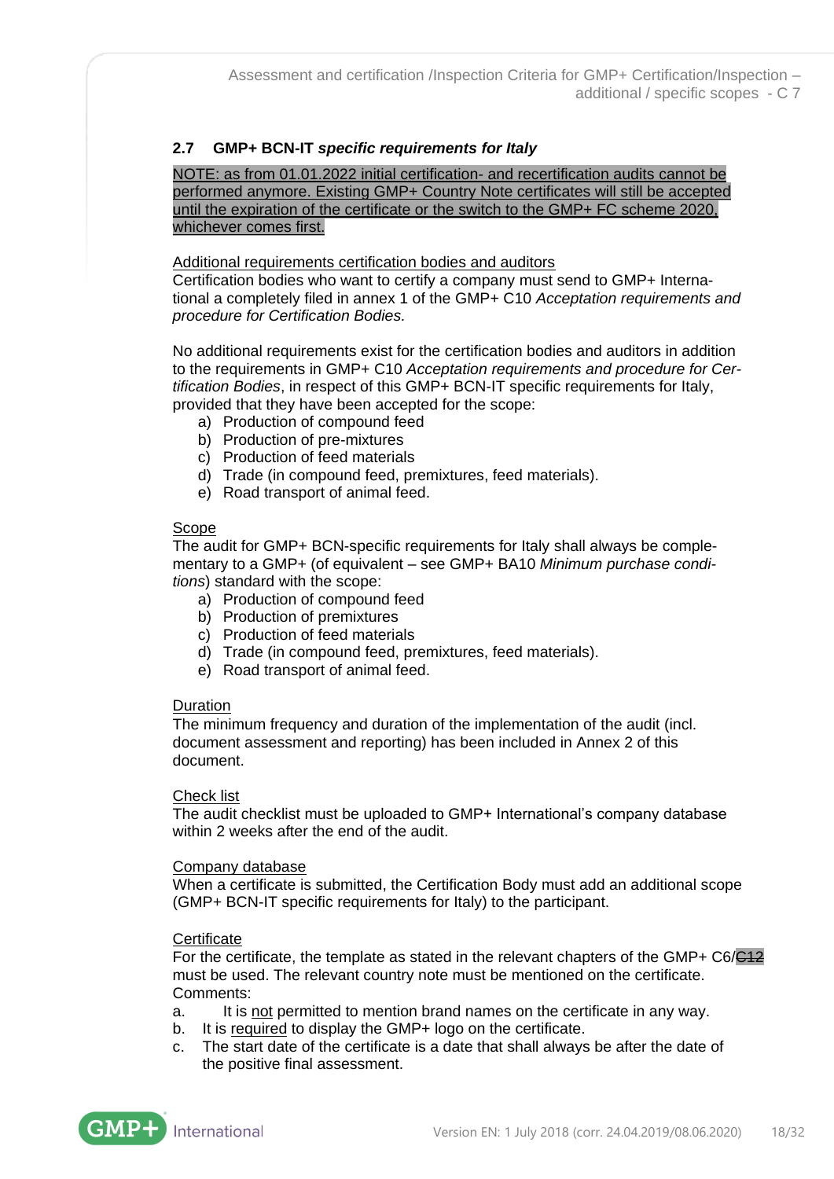## 2.7 GMP+ BCN-IT *specific requirements for Italy*

<u>NOTE: as from 01.01.2022 initial certification- and recertification audits cannot be performed anymore. Existing GMP+ Country Note certificates will still be accepted until the expiration of the certificate or the switch to the GMP+ FC scheme 2020, whichever comes first.</u>

<u>Additional requirements certification bodies and auditors</u>
Certification bodies who want to certify a company must send to GMP+ International a completely filed in annex 1 of the GMP+ C10 *Acceptation requirements and procedure for Certification Bodies.*

No additional requirements exist for the certification bodies and auditors in addition to the requirements in GMP+ C10 *Acceptation requirements and procedure for Certification Bodies*, in respect of this GMP+ BCN-IT specific requirements for Italy, provided that they have been accepted for the scope:

a) Production of compound feed
b) Production of pre-mixtures
c) Production of feed materials
d) Trade (in compound feed, premixtures, feed materials).
e) Road transport of animal feed.

<u>Scope</u>
The audit for GMP+ BCN-specific requirements for Italy shall always be complementary to a GMP+ (of equivalent – see GMP+ BA10 *Minimum purchase conditions*) standard with the scope:

a) Production of compound feed
b) Production of premixtures
c) Production of feed materials
d) Trade (in compound feed, premixtures, feed materials).
e) Road transport of animal feed.

<u>Duration</u>
The minimum frequency and duration of the implementation of the audit (incl. document assessment and reporting) has been included in Annex 2 of this document.

<u>Check list</u>
The audit checklist must be uploaded to GMP+ International's company database within 2 weeks after the end of the audit.

<u>Company database</u>
When a certificate is submitted, the Certification Body must add an additional scope (GMP+ BCN-IT specific requirements for Italy) to the participant.

<u>Certificate</u>
For the certificate, the template as stated in the relevant chapters of the GMP+ C6/~~C12~~ must be used. The relevant country note must be mentioned on the certificate.
Comments:

a. It is <u>not</u> permitted to mention brand names on the certificate in any way.
b. It is <u>required</u> to display the GMP+ logo on the certificate.
c. The start date of the certificate is a date that shall always be after the date of the positive final assessment.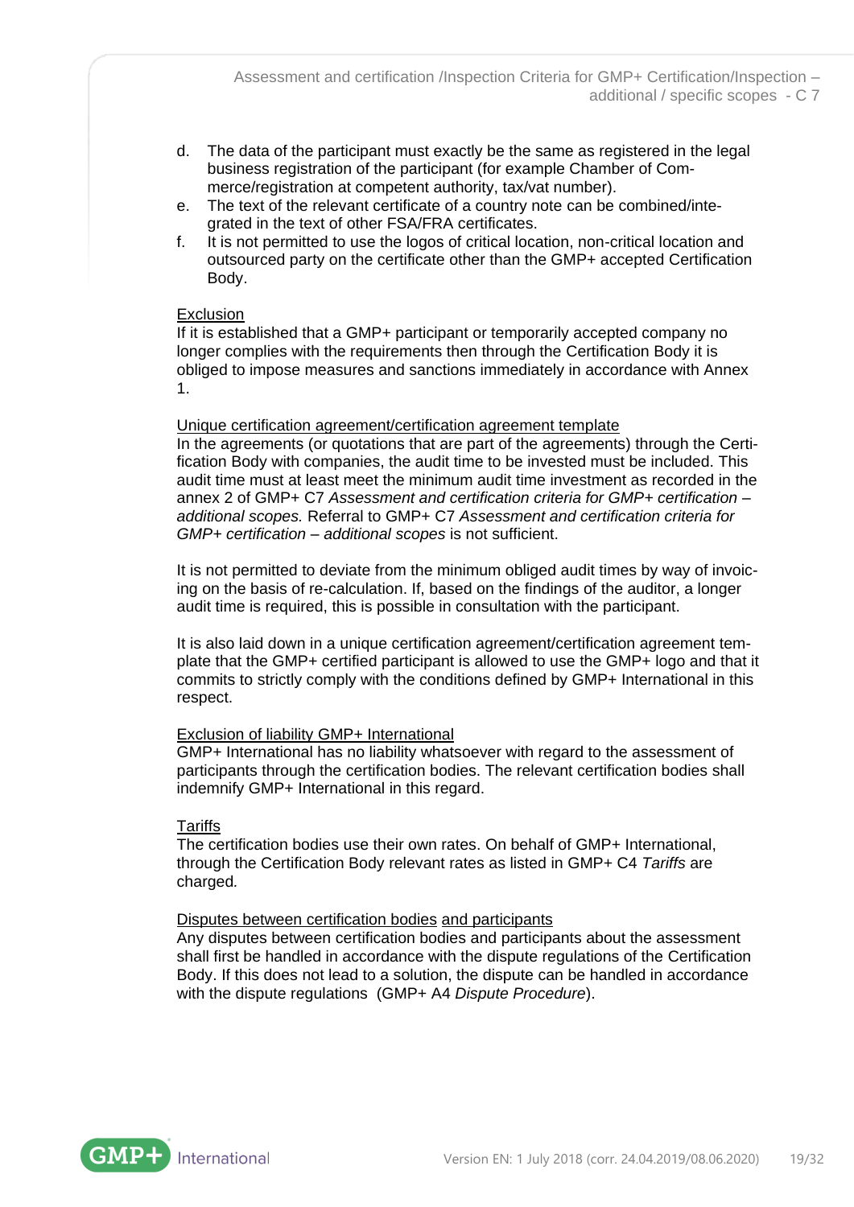d. The data of the participant must exactly be the same as registered in the legal business registration of the participant (for example Chamber of Commerce/registration at competent authority, tax/vat number).
e. The text of the relevant certificate of a country note can be combined/integrated in the text of other FSA/FRA certificates.
f. It is not permitted to use the logos of critical location, non-critical location and outsourced party on the certificate other than the GMP+ accepted Certification Body.

<u>Exclusion</u>
If it is established that a GMP+ participant or temporarily accepted company no longer complies with the requirements then through the Certification Body it is obliged to impose measures and sanctions immediately in accordance with Annex 1.

<u>Unique certification agreement/certification agreement template</u>
In the agreements (or quotations that are part of the agreements) through the Certification Body with companies, the audit time to be invested must be included. This audit time must at least meet the minimum audit time investment as recorded in the annex 2 of GMP+ C7 *Assessment and certification criteria for GMP+ certification – additional scopes.* Referral to GMP+ C7 *Assessment and certification criteria for GMP+ certification – additional scopes* is not sufficient.

It is not permitted to deviate from the minimum obliged audit times by way of invoicing on the basis of re-calculation. If, based on the findings of the auditor, a longer audit time is required, this is possible in consultation with the participant.

It is also laid down in a unique certification agreement/certification agreement template that the GMP+ certified participant is allowed to use the GMP+ logo and that it commits to strictly comply with the conditions defined by GMP+ International in this respect.

<u>Exclusion of liability GMP+ International</u>
GMP+ International has no liability whatsoever with regard to the assessment of participants through the certification bodies. The relevant certification bodies shall indemnify GMP+ International in this regard.

<u>Tariffs</u>
The certification bodies use their own rates. On behalf of GMP+ International, through the Certification Body relevant rates as listed in GMP+ C4 *Tariffs* are charged.

<u>Disputes between certification bodies and participants</u>
Any disputes between certification bodies and participants about the assessment shall first be handled in accordance with the dispute regulations of the Certification Body. If this does not lead to a solution, the dispute can be handled in accordance with the dispute regulations (GMP+ A4 *Dispute Procedure*).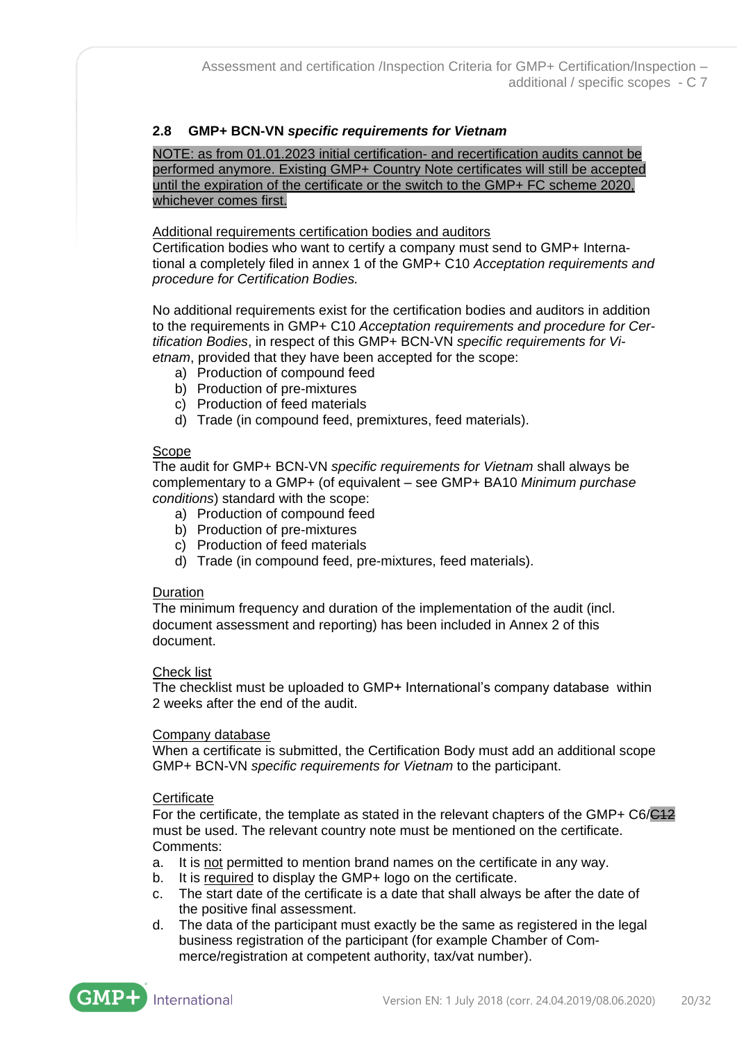## 2.8 GMP+ BCN-VN *specific requirements for Vietnam*

NOTE: as from 01.01.2023 initial certification- and recertification audits cannot be performed anymore. Existing GMP+ Country Note certificates will still be accepted until the expiration of the certificate or the switch to the GMP+ FC scheme 2020, whichever comes first.

Additional requirements certification bodies and auditors

Certification bodies who want to certify a company must send to GMP+ International a completely filed in annex 1 of the GMP+ C10 *Acceptation requirements and procedure for Certification Bodies.*

No additional requirements exist for the certification bodies and auditors in addition to the requirements in GMP+ C10 *Acceptation requirements and procedure for Certification Bodies*, in respect of this GMP+ BCN-VN *specific requirements for Vietnam*, provided that they have been accepted for the scope:

a) Production of compound feed
b) Production of pre-mixtures
c) Production of feed materials
d) Trade (in compound feed, premixtures, feed materials).

Scope

The audit for GMP+ BCN-VN *specific requirements for Vietnam* shall always be complementary to a GMP+ (of equivalent – see GMP+ BA10 *Minimum purchase conditions*) standard with the scope:

a) Production of compound feed
b) Production of pre-mixtures
c) Production of feed materials
d) Trade (in compound feed, pre-mixtures, feed materials).

Duration

The minimum frequency and duration of the implementation of the audit (incl. document assessment and reporting) has been included in Annex 2 of this document.

Check list

The checklist must be uploaded to GMP+ International's company database within 2 weeks after the end of the audit.

Company database

When a certificate is submitted, the Certification Body must add an additional scope GMP+ BCN-VN *specific requirements for Vietnam* to the participant.

Certificate

For the certificate, the template as stated in the relevant chapters of the GMP+ C6/~~C12~~ must be used. The relevant country note must be mentioned on the certificate.

Comments:

a. It is not permitted to mention brand names on the certificate in any way.
b. It is required to display the GMP+ logo on the certificate.
c. The start date of the certificate is a date that shall always be after the date of the positive final assessment.
d. The data of the participant must exactly be the same as registered in the legal business registration of the participant (for example Chamber of Commerce/registration at competent authority, tax/vat number).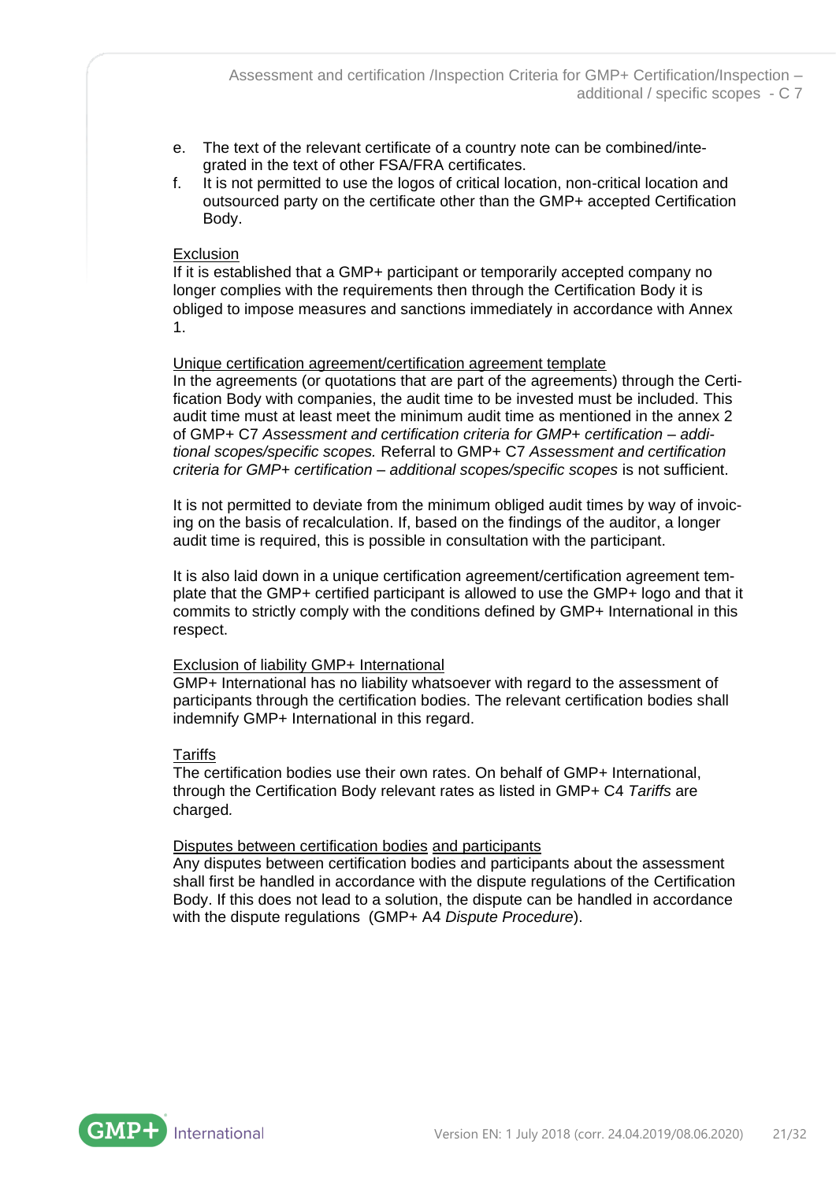e. The text of the relevant certificate of a country note can be combined/integrated in the text of other FSA/FRA certificates.
f. It is not permitted to use the logos of critical location, non-critical location and outsourced party on the certificate other than the GMP+ accepted Certification Body.

Exclusion

If it is established that a GMP+ participant or temporarily accepted company no longer complies with the requirements then through the Certification Body it is obliged to impose measures and sanctions immediately in accordance with Annex 1.

Unique certification agreement/certification agreement template

In the agreements (or quotations that are part of the agreements) through the Certification Body with companies, the audit time to be invested must be included. This audit time must at least meet the minimum audit time as mentioned in the annex 2 of GMP+ C7 *Assessment and certification criteria for GMP+ certification – additional scopes/specific scopes.* Referral to GMP+ C7 *Assessment and certification criteria for GMP+ certification – additional scopes/specific scopes* is not sufficient.

It is not permitted to deviate from the minimum obliged audit times by way of invoicing on the basis of recalculation. If, based on the findings of the auditor, a longer audit time is required, this is possible in consultation with the participant.

It is also laid down in a unique certification agreement/certification agreement template that the GMP+ certified participant is allowed to use the GMP+ logo and that it commits to strictly comply with the conditions defined by GMP+ International in this respect.

Exclusion of liability GMP+ International

GMP+ International has no liability whatsoever with regard to the assessment of participants through the certification bodies. The relevant certification bodies shall indemnify GMP+ International in this regard.

Tariffs

The certification bodies use their own rates. On behalf of GMP+ International, through the Certification Body relevant rates as listed in GMP+ C4 *Tariffs* are charged.

Disputes between certification bodies and participants

Any disputes between certification bodies and participants about the assessment shall first be handled in accordance with the dispute regulations of the Certification Body. If this does not lead to a solution, the dispute can be handled in accordance with the dispute regulations (GMP+ A4 *Dispute Procedure*).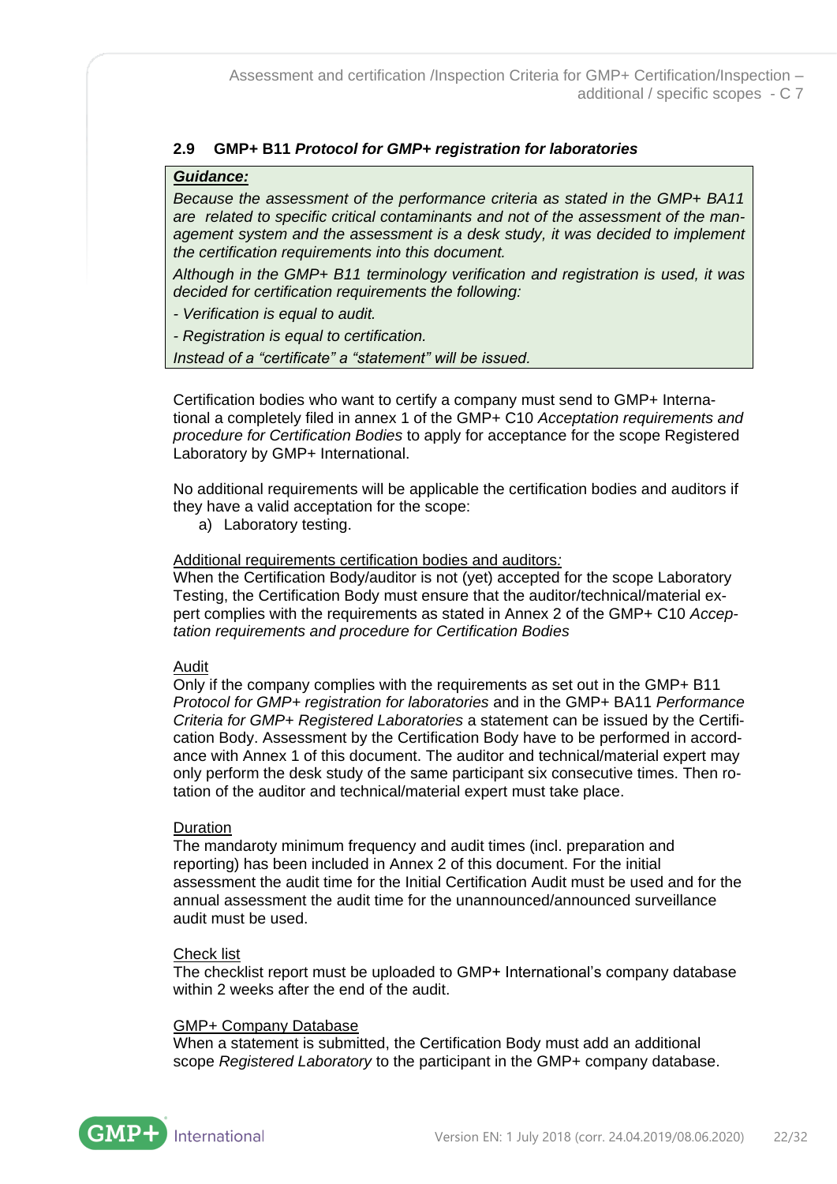## 2.9 GMP+ B11 *Protocol for GMP+ registration for laboratories*

> ***Guidance:***
>
> *Because the assessment of the performance criteria as stated in the GMP+ BA11 are related to specific critical contaminants and not of the assessment of the management system and the assessment is a desk study, it was decided to implement the certification requirements into this document.*
>
> *Although in the GMP+ B11 terminology verification and registration is used, it was decided for certification requirements the following:*
>
> *- Verification is equal to audit.*
>
> *- Registration is equal to certification.*
>
> *Instead of a "certificate" a "statement" will be issued.*

Certification bodies who want to certify a company must send to GMP+ International a completely filed in annex 1 of the GMP+ C10 *Acceptation requirements and procedure for Certification Bodies* to apply for acceptance for the scope Registered Laboratory by GMP+ International.

No additional requirements will be applicable the certification bodies and auditors if they have a valid acceptation for the scope:

a) Laboratory testing.

Additional requirements certification bodies and auditors*:*
When the Certification Body/auditor is not (yet) accepted for the scope Laboratory Testing, the Certification Body must ensure that the auditor/technical/material expert complies with the requirements as stated in Annex 2 of the GMP+ C10 *Acceptation requirements and procedure for Certification Bodies*

Audit
Only if the company complies with the requirements as set out in the GMP+ B11 *Protocol for GMP+ registration for laboratories* and in the GMP+ BA11 *Performance Criteria for GMP+ Registered Laboratories* a statement can be issued by the Certification Body. Assessment by the Certification Body have to be performed in accordance with Annex 1 of this document. The auditor and technical/material expert may only perform the desk study of the same participant six consecutive times. Then rotation of the auditor and technical/material expert must take place.

Duration
The mandaroty minimum frequency and audit times (incl. preparation and reporting) has been included in Annex 2 of this document. For the initial assessment the audit time for the Initial Certification Audit must be used and for the annual assessment the audit time for the unannounced/announced surveillance audit must be used.

Check list
The checklist report must be uploaded to GMP+ International's company database within 2 weeks after the end of the audit.

GMP+ Company Database
When a statement is submitted, the Certification Body must add an additional scope *Registered Laboratory* to the participant in the GMP+ company database.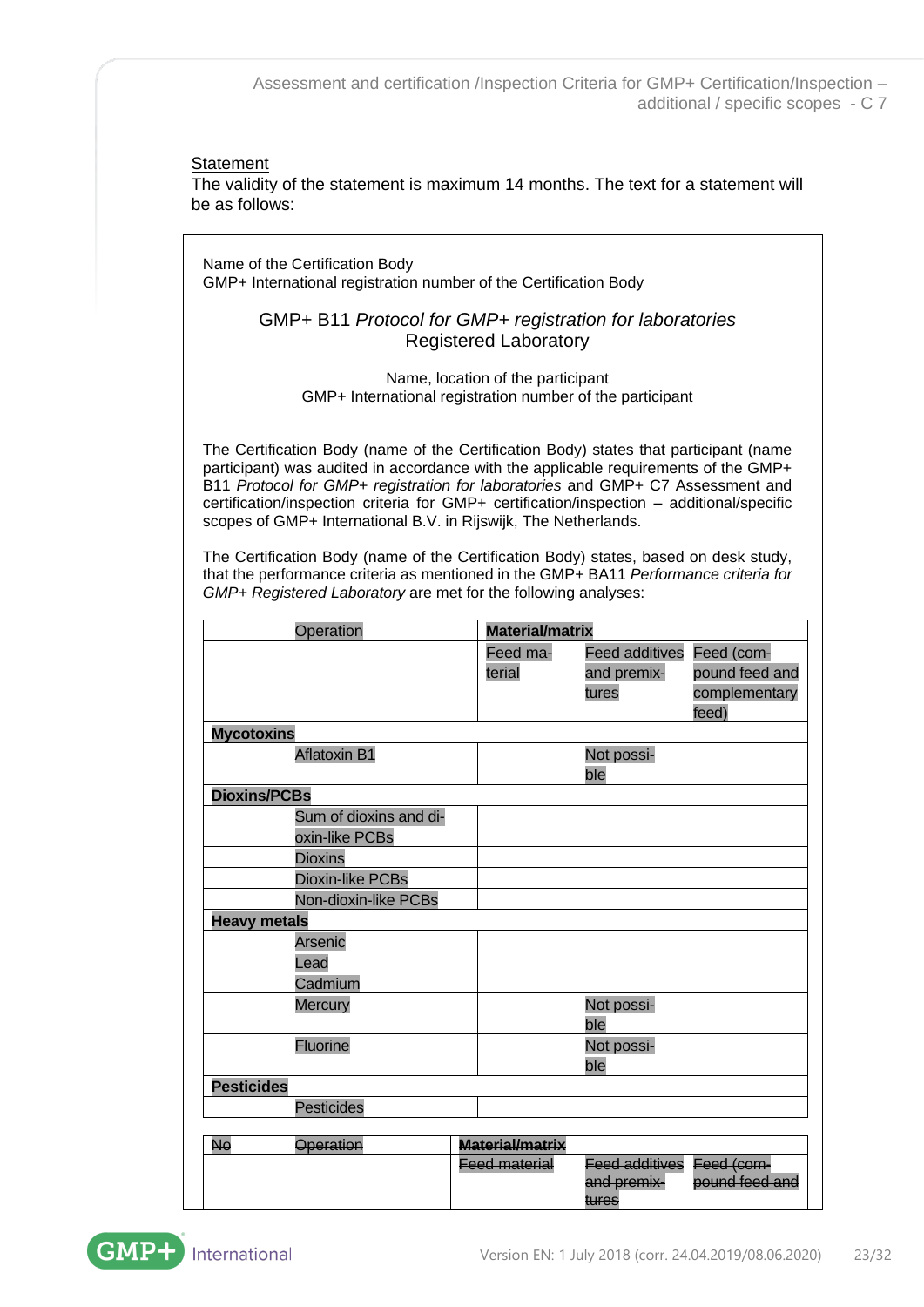Statement

The validity of the statement is maximum 14 months. The text for a statement will be as follows:

Name of the Certification Body
GMP+ International registration number of the Certification Body

GMP+ B11 *Protocol for GMP+ registration for laboratories*
Registered Laboratory

Name, location of the participant
GMP+ International registration number of the participant

The Certification Body (name of the Certification Body) states that participant (name participant) was audited in accordance with the applicable requirements of the GMP+ B11 *Protocol for GMP+ registration for laboratories* and GMP+ C7 Assessment and certification/inspection criteria for GMP+ certification/inspection – additional/specific scopes of GMP+ International B.V. in Rijswijk, The Netherlands.

The Certification Body (name of the Certification Body) states, based on desk study, that the performance criteria as mentioned in the GMP+ BA11 *Performance criteria for GMP+ Registered Laboratory* are met for the following analyses:

| | Operation | **Material/matrix** | | |
|---|---|---|---|---|
| | | Feed material | Feed additives and premixtures | Feed (compound feed and complementary feed) |
| **Mycotoxins** | | | | |
| | Aflatoxin B1 | | Not possible | |
| **Dioxins/PCBs** | | | | |
| | Sum of dioxins and dioxin-like PCBs | | | |
| | Dioxins | | | |
| | Dioxin-like PCBs | | | |
| | Non-dioxin-like PCBs | | | |
| **Heavy metals** | | | | |
| | Arsenic | | | |
| | Lead | | | |
| | Cadmium | | | |
| | Mercury | | Not possible | |
| | Fluorine | | Not possible | |
| **Pesticides** | | | | |
| | Pesticides | | | |

| ~~No~~ | ~~Operation~~ | ~~**Material/matrix**~~ | | |
|---|---|---|---|---|
| | | ~~Feed material~~ | ~~Feed additives and premixtures~~ | ~~Feed (compound feed and~~ |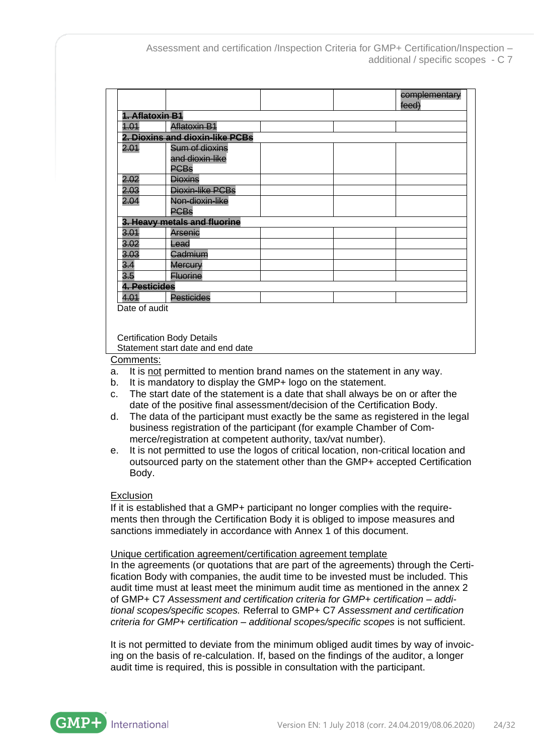| | | | | ~~complementary feed)~~ |
|---|---|---|---|---|
| **~~1. Aflatoxin B1~~** | | | | |
| ~~1.01~~ | ~~Aflatoxin B1~~ | | | |
| **~~2. Dioxins and dioxin-like PCBs~~** | | | | |
| ~~2.01~~ | ~~Sum of dioxins and dioxin-like PCBs~~ | | | |
| ~~2.02~~ | ~~Dioxins~~ | | | |
| ~~2.03~~ | ~~Dioxin-like PCBs~~ | | | |
| ~~2.04~~ | ~~Non-dioxin-like PCBs~~ | | | |
| **~~3. Heavy metals and fluorine~~** | | | | |
| ~~3.01~~ | ~~Arsenic~~ | | | |
| ~~3.02~~ | ~~Lead~~ | | | |
| ~~3.03~~ | ~~Cadmium~~ | | | |
| ~~3.4~~ | ~~Mercury~~ | | | |
| ~~3.5~~ | ~~Fluorine~~ | | | |
| **~~4. Pesticides~~** | | | | |
| ~~4.01~~ | ~~Pesticides~~ | | | |

Date of audit

Certification Body Details
Statement start date and end date

Comments:

a. It is not permitted to mention brand names on the statement in any way.
b. It is mandatory to display the GMP+ logo on the statement.
c. The start date of the statement is a date that shall always be on or after the date of the positive final assessment/decision of the Certification Body.
d. The data of the participant must exactly be the same as registered in the legal business registration of the participant (for example Chamber of Commerce/registration at competent authority, tax/vat number).
e. It is not permitted to use the logos of critical location, non-critical location and outsourced party on the statement other than the GMP+ accepted Certification Body.

Exclusion

If it is established that a GMP+ participant no longer complies with the requirements then through the Certification Body it is obliged to impose measures and sanctions immediately in accordance with Annex 1 of this document.

Unique certification agreement/certification agreement template

In the agreements (or quotations that are part of the agreements) through the Certification Body with companies, the audit time to be invested must be included. This audit time must at least meet the minimum audit time as mentioned in the annex 2 of GMP+ C7 *Assessment and certification criteria for GMP+ certification – additional scopes/specific scopes.* Referral to GMP+ C7 *Assessment and certification criteria for GMP+ certification – additional scopes/specific scopes* is not sufficient.

It is not permitted to deviate from the minimum obliged audit times by way of invoicing on the basis of re-calculation. If, based on the findings of the auditor, a longer audit time is required, this is possible in consultation with the participant.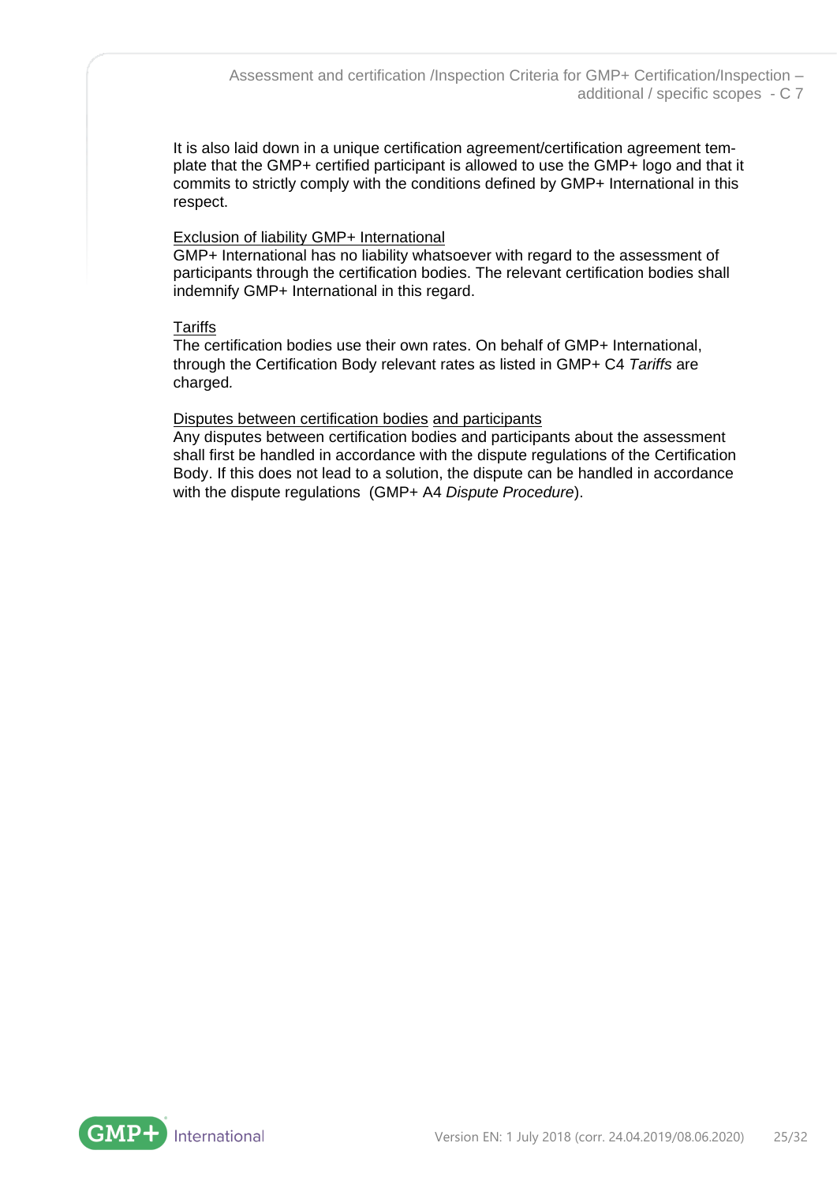It is also laid down in a unique certification agreement/certification agreement template that the GMP+ certified participant is allowed to use the GMP+ logo and that it commits to strictly comply with the conditions defined by GMP+ International in this respect.

Exclusion of liability GMP+ International

GMP+ International has no liability whatsoever with regard to the assessment of participants through the certification bodies. The relevant certification bodies shall indemnify GMP+ International in this regard.

Tariffs

The certification bodies use their own rates. On behalf of GMP+ International, through the Certification Body relevant rates as listed in GMP+ C4 *Tariffs* are charged.

Disputes between certification bodies and participants

Any disputes between certification bodies and participants about the assessment shall first be handled in accordance with the dispute regulations of the Certification Body. If this does not lead to a solution, the dispute can be handled in accordance with the dispute regulations (GMP+ A4 *Dispute Procedure*).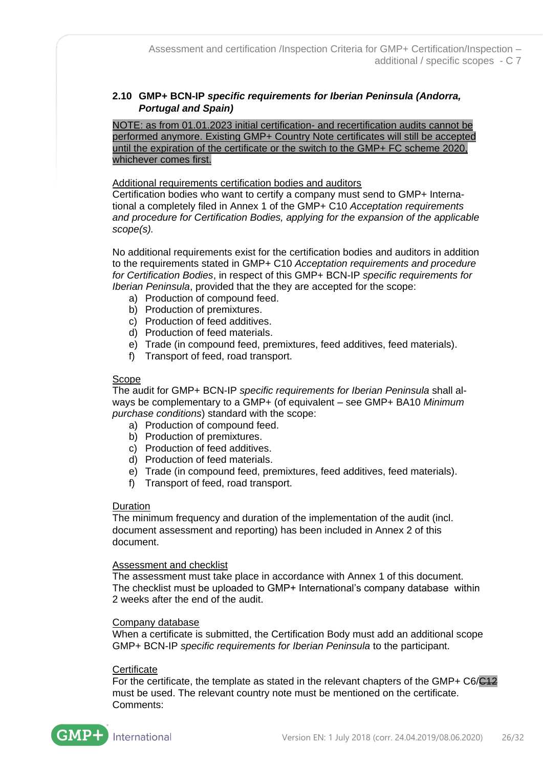## 2.10 GMP+ BCN-IP *specific requirements for Iberian Peninsula (Andorra, Portugal and Spain)*

NOTE: as from 01.01.2023 initial certification- and recertification audits cannot be performed anymore. Existing GMP+ Country Note certificates will still be accepted until the expiration of the certificate or the switch to the GMP+ FC scheme 2020, whichever comes first.

Additional requirements certification bodies and auditors

Certification bodies who want to certify a company must send to GMP+ International a completely filed in Annex 1 of the GMP+ C10 *Acceptation requirements and procedure for Certification Bodies, applying for the expansion of the applicable scope(s).*

No additional requirements exist for the certification bodies and auditors in addition to the requirements stated in GMP+ C10 *Acceptation requirements and procedure for Certification Bodies*, in respect of this GMP+ BCN-IP *specific requirements for Iberian Peninsula*, provided that the they are accepted for the scope:

a) Production of compound feed.
b) Production of premixtures.
c) Production of feed additives.
d) Production of feed materials.
e) Trade (in compound feed, premixtures, feed additives, feed materials).
f) Transport of feed, road transport.

Scope

The audit for GMP+ BCN-IP *specific requirements for Iberian Peninsula* shall always be complementary to a GMP+ (of equivalent – see GMP+ BA10 *Minimum purchase conditions*) standard with the scope:

a) Production of compound feed.
b) Production of premixtures.
c) Production of feed additives.
d) Production of feed materials.
e) Trade (in compound feed, premixtures, feed additives, feed materials).
f) Transport of feed, road transport.

Duration

The minimum frequency and duration of the implementation of the audit (incl. document assessment and reporting) has been included in Annex 2 of this document.

Assessment and checklist

The assessment must take place in accordance with Annex 1 of this document. The checklist must be uploaded to GMP+ International's company database within 2 weeks after the end of the audit.

Company database

When a certificate is submitted, the Certification Body must add an additional scope GMP+ BCN-IP *specific requirements for Iberian Peninsula* to the participant.

Certificate

For the certificate, the template as stated in the relevant chapters of the GMP+ C6/~~C12~~ must be used. The relevant country note must be mentioned on the certificate.
Comments: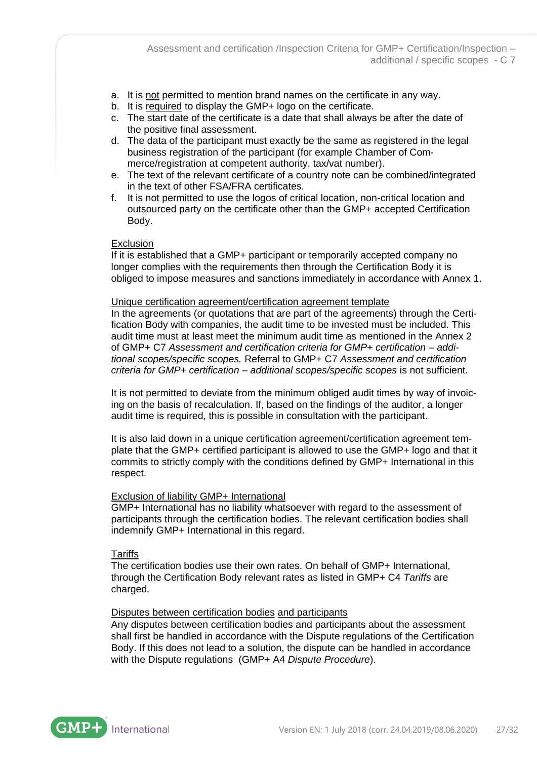a. It is not permitted to mention brand names on the certificate in any way.
b. It is required to display the GMP+ logo on the certificate.
c. The start date of the certificate is a date that shall always be after the date of the positive final assessment.
d. The data of the participant must exactly be the same as registered in the legal business registration of the participant (for example Chamber of Commerce/registration at competent authority, tax/vat number).
e. The text of the relevant certificate of a country note can be combined/integrated in the text of other FSA/FRA certificates.
f. It is not permitted to use the logos of critical location, non-critical location and outsourced party on the certificate other than the GMP+ accepted Certification Body.

Exclusion
If it is established that a GMP+ participant or temporarily accepted company no longer complies with the requirements then through the Certification Body it is obliged to impose measures and sanctions immediately in accordance with Annex 1.

Unique certification agreement/certification agreement template
In the agreements (or quotations that are part of the agreements) through the Certification Body with companies, the audit time to be invested must be included. This audit time must at least meet the minimum audit time as mentioned in the Annex 2 of GMP+ C7 *Assessment and certification criteria for GMP+ certification – additional scopes/specific scopes.* Referral to GMP+ C7 *Assessment and certification criteria for GMP+ certification – additional scopes/specific scopes* is not sufficient.

It is not permitted to deviate from the minimum obliged audit times by way of invoicing on the basis of recalculation. If, based on the findings of the auditor, a longer audit time is required, this is possible in consultation with the participant.

It is also laid down in a unique certification agreement/certification agreement template that the GMP+ certified participant is allowed to use the GMP+ logo and that it commits to strictly comply with the conditions defined by GMP+ International in this respect.

Exclusion of liability GMP+ International
GMP+ International has no liability whatsoever with regard to the assessment of participants through the certification bodies. The relevant certification bodies shall indemnify GMP+ International in this regard.

Tariffs
The certification bodies use their own rates. On behalf of GMP+ International, through the Certification Body relevant rates as listed in GMP+ C4 *Tariffs* are charged.

Disputes between certification bodies and participants
Any disputes between certification bodies and participants about the assessment shall first be handled in accordance with the Dispute regulations of the Certification Body. If this does not lead to a solution, the dispute can be handled in accordance with the Dispute regulations (GMP+ A4 *Dispute Procedure*).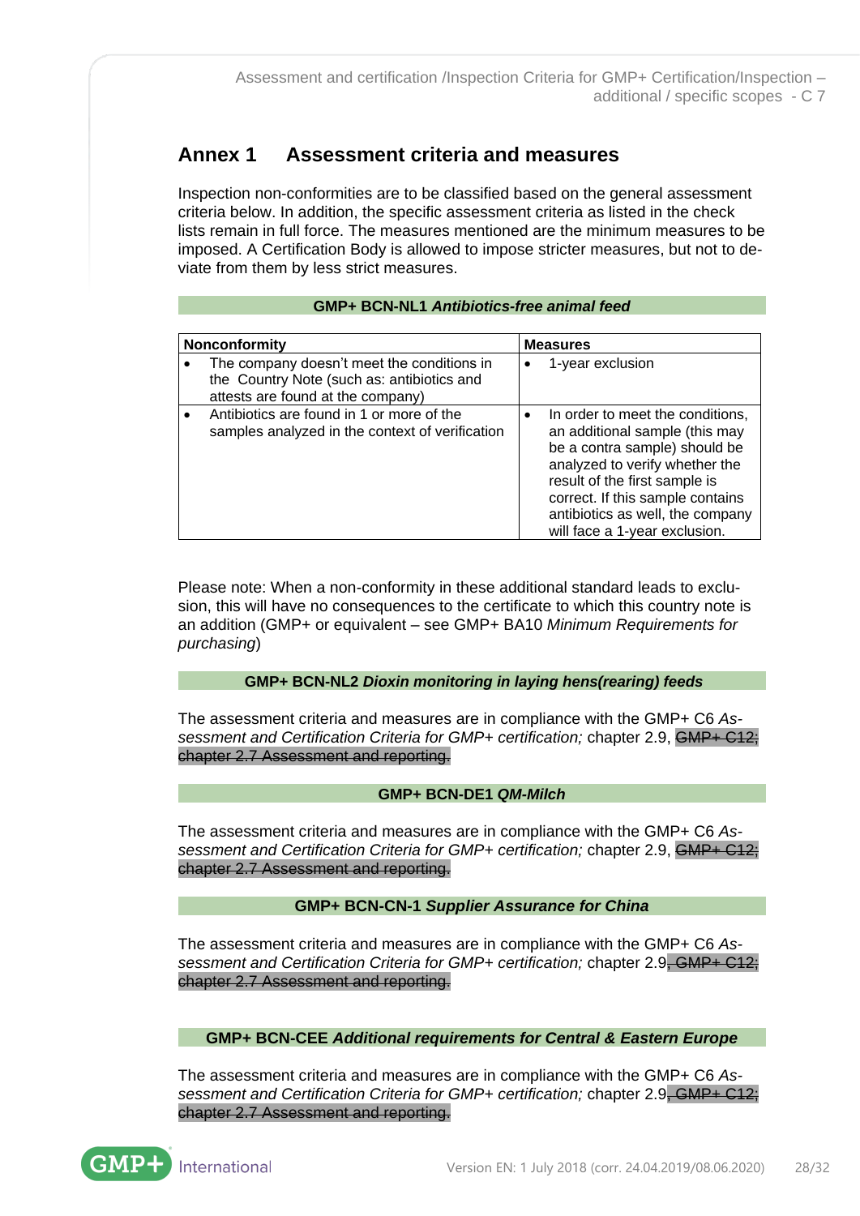# Annex 1 Assessment criteria and measures

Inspection non-conformities are to be classified based on the general assessment criteria below. In addition, the specific assessment criteria as listed in the check lists remain in full force. The measures mentioned are the minimum measures to be imposed. A Certification Body is allowed to impose stricter measures, but not to deviate from them by less strict measures.

**GMP+ BCN-NL1 *Antibiotics-free animal feed***

| Nonconformity | Measures |
|---|---|
| • The company doesn't meet the conditions in the Country Note (such as: antibiotics and attests are found at the company) | • 1-year exclusion |
| • Antibiotics are found in 1 or more of the samples analyzed in the context of verification | • In order to meet the conditions, an additional sample (this may be a contra sample) should be analyzed to verify whether the result of the first sample is correct. If this sample contains antibiotics as well, the company will face a 1-year exclusion. |

Please note: When a non-conformity in these additional standard leads to exclusion, this will have no consequences to the certificate to which this country note is an addition (GMP+ or equivalent – see GMP+ BA10 *Minimum Requirements for purchasing*)

**GMP+ BCN-NL2 *Dioxin monitoring in laying hens(rearing) feeds***

The assessment criteria and measures are in compliance with the GMP+ C6 *Assessment and Certification Criteria for GMP+ certification;* chapter 2.9, ~~GMP+ C12; chapter 2.7 Assessment and reporting.~~

**GMP+ BCN-DE1 *QM-Milch***

The assessment criteria and measures are in compliance with the GMP+ C6 *Assessment and Certification Criteria for GMP+ certification;* chapter 2.9, ~~GMP+ C12; chapter 2.7 Assessment and reporting.~~

**GMP+ BCN-CN-1 *Supplier Assurance for China***

The assessment criteria and measures are in compliance with the GMP+ C6 *Assessment and Certification Criteria for GMP+ certification;* chapter 2.9~~, GMP+ C12; chapter 2.7 Assessment and reporting.~~

**GMP+ BCN-CEE *Additional requirements for Central & Eastern Europe***

The assessment criteria and measures are in compliance with the GMP+ C6 *Assessment and Certification Criteria for GMP+ certification;* chapter 2.9~~, GMP+ C12; chapter 2.7 Assessment and reporting.~~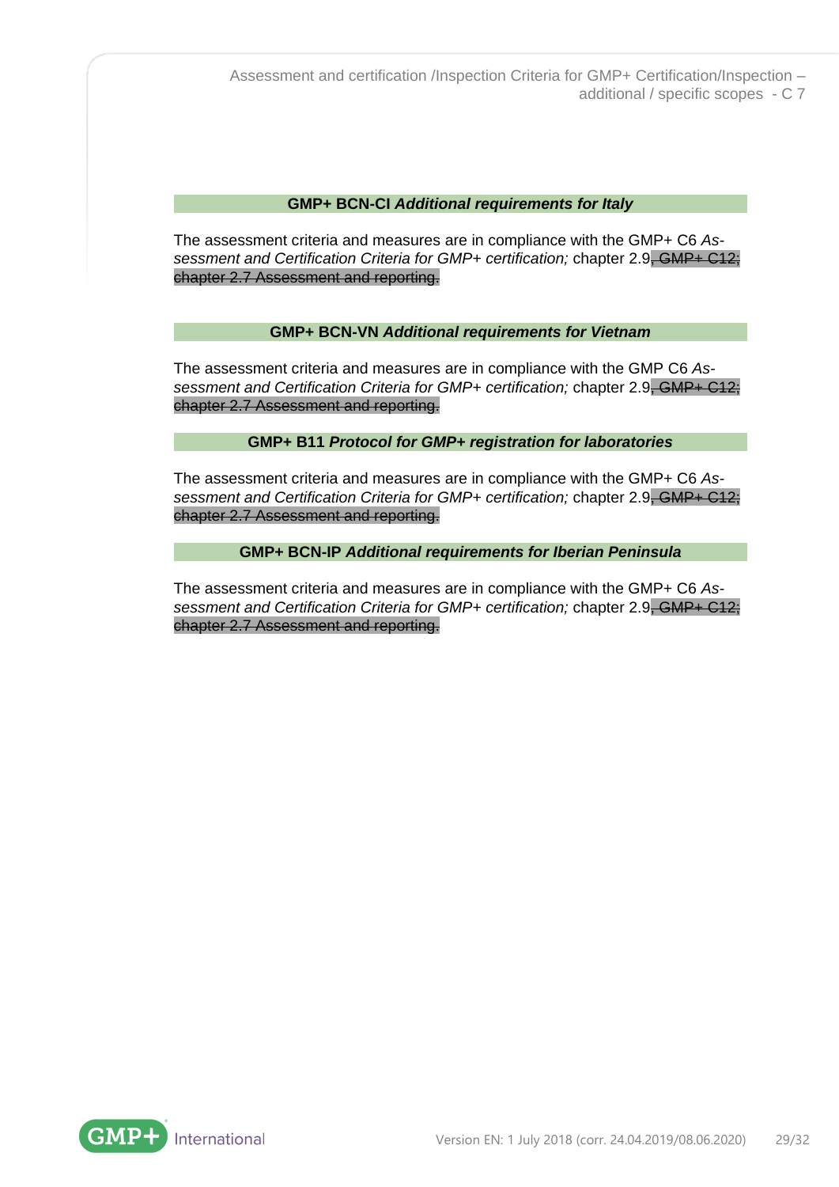**GMP+ BCN-CI *Additional requirements for Italy***

The assessment criteria and measures are in compliance with the GMP+ C6 *Assessment and Certification Criteria for GMP+ certification;* chapter 2.9~~, GMP+ C12; chapter 2.7 Assessment and reporting.~~

**GMP+ BCN-VN *Additional requirements for Vietnam***

The assessment criteria and measures are in compliance with the GMP C6 *Assessment and Certification Criteria for GMP+ certification;* chapter 2.9~~, GMP+ C12; chapter 2.7 Assessment and reporting.~~

**GMP+ B11 *Protocol for GMP+ registration for laboratories***

The assessment criteria and measures are in compliance with the GMP+ C6 *Assessment and Certification Criteria for GMP+ certification;* chapter 2.9~~, GMP+ C12; chapter 2.7 Assessment and reporting.~~

**GMP+ BCN-IP *Additional requirements for Iberian Peninsula***

The assessment criteria and measures are in compliance with the GMP+ C6 *Assessment and Certification Criteria for GMP+ certification;* chapter 2.9~~, GMP+ C12; chapter 2.7 Assessment and reporting.~~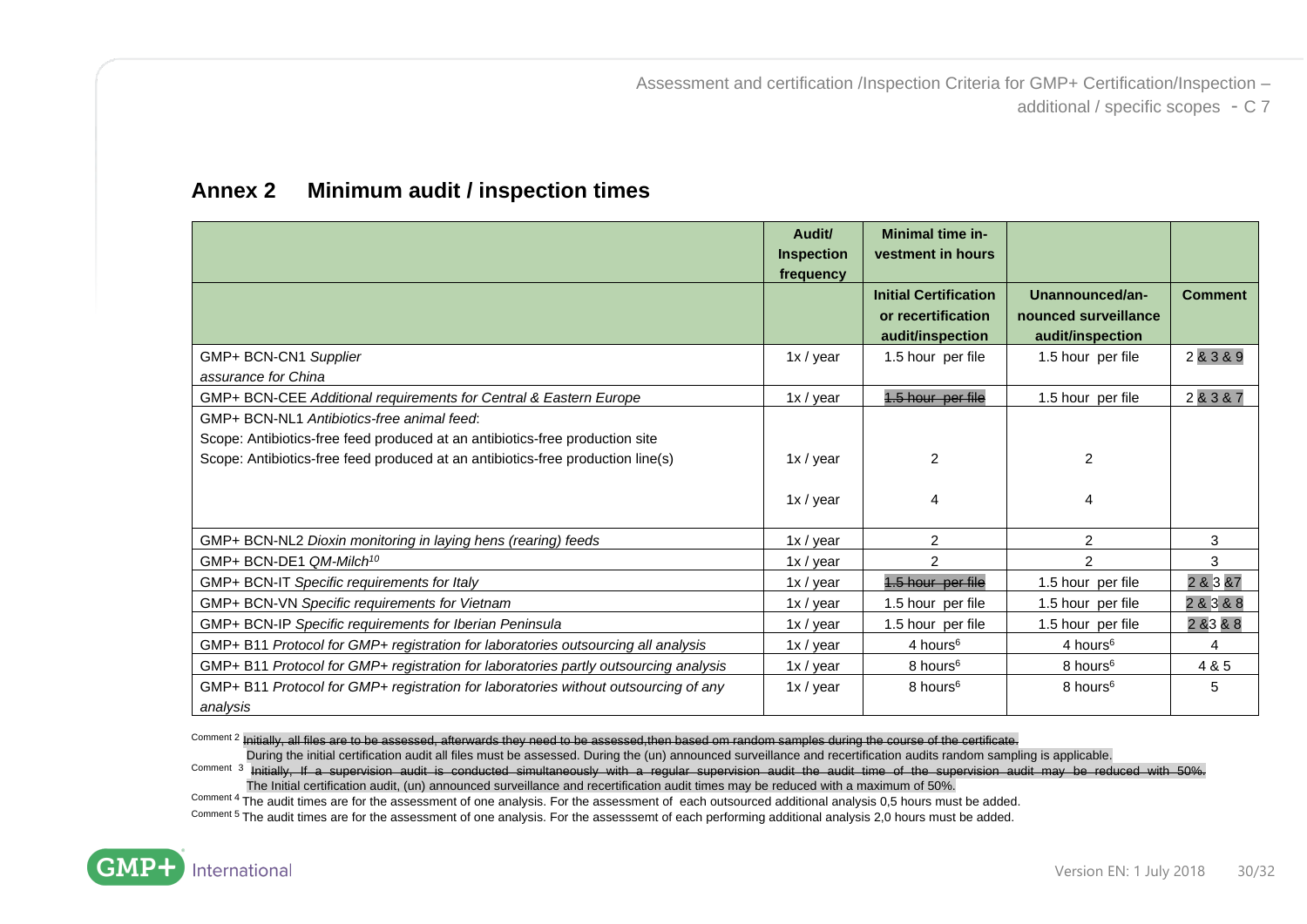## Annex 2 Minimum audit / inspection times

| | Audit/ Inspection frequency | Minimal time investment in hours | | |
|---|---|---|---|---|
| | | Initial Certification or recertification audit/inspection | Unannounced/announced surveillance audit/inspection | Comment |
| GMP+ BCN-CN1 *Supplier assurance for China* | 1x / year | 1.5 hour per file | 1.5 hour per file | 2 & 3 & 9 |
| GMP+ BCN-CEE *Additional requirements for Central & Eastern Europe* | 1x / year | ~~1.5 hour per file~~ | 1.5 hour per file | 2 & 3 & 7 |
| GMP+ BCN-NL1 *Antibiotics-free animal feed*: | | | | |
| Scope: Antibiotics-free feed produced at an antibiotics-free production site | 1x / year | 2 | 2 | |
| Scope: Antibiotics-free feed produced at an antibiotics-free production line(s) | 1x / year | 4 | 4 | |
| GMP+ BCN-NL2 *Dioxin monitoring in laying hens (rearing) feeds* | 1x / year | 2 | 2 | 3 |
| GMP+ BCN-DE1 *QM-Milch*[10] | 1x / year | 2 | 2 | 3 |
| GMP+ BCN-IT *Specific requirements for Italy* | 1x / year | ~~1.5 hour per file~~ | 1.5 hour per file | 2 & 3 &7 |
| GMP+ BCN-VN *Specific requirements for Vietnam* | 1x / year | 1.5 hour per file | 1.5 hour per file | 2 & 3 & 8 |
| GMP+ BCN-IP *Specific requirements for Iberian Peninsula* | 1x / year | 1.5 hour per file | 1.5 hour per file | 2 &3 & 8 |
| GMP+ B11 *Protocol for GMP+ registration for laboratories outsourcing all analysis* | 1x / year | 4 hours[6] | 4 hours[6] | 4 |
| GMP+ B11 *Protocol for GMP+ registration for laboratories partly outsourcing analysis* | 1x / year | 8 hours[6] | 8 hours[6] | 4 & 5 |
| GMP+ B11 *Protocol for GMP+ registration for laboratories without outsourcing of any analysis* | 1x / year | 8 hours[6] | 8 hours[6] | 5 |

Comment 2 ~~Initially, all files are to be assessed, afterwards they need to be assessed,then based om random samples during the course of the certificate.~~
During the initial certification audit all files must be assessed. During the (un) announced surveillance and recertification audits random sampling is applicable.

Comment 3 ~~Initially, If a supervision audit is conducted simultaneously with a regular supervision audit the audit time of the supervision audit may be reduced with 50%.~~
The Initial certification audit, (un) announced surveillance and recertification audit times may be reduced with a maximum of 50%.

Comment 4 The audit times are for the assessment of one analysis. For the assessment of each outsourced additional analysis 0,5 hours must be added.

Comment 5 The audit times are for the assessment of one analysis. For the assesssemt of each performing additional analysis 2,0 hours must be added.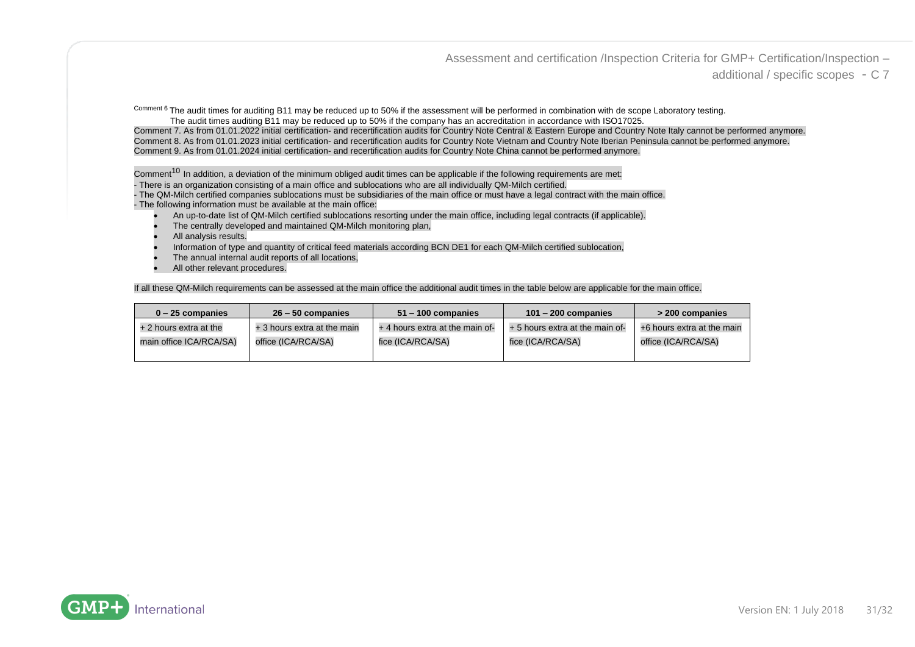Comment[6] The audit times for auditing B11 may be reduced up to 50% if the assessment will be performed in combination with de scope Laboratory testing.
The audit times auditing B11 may be reduced up to 50% if the company has an accreditation in accordance with ISO17025.

Comment 7. As from 01.01.2022 initial certification- and recertification audits for Country Note Central & Eastern Europe and Country Note Italy cannot be performed anymore.

Comment 8. As from 01.01.2023 initial certification- and recertification audits for Country Note Vietnam and Country Note Iberian Peninsula cannot be performed anymore.

Comment 9. As from 01.01.2024 initial certification- and recertification audits for Country Note China cannot be performed anymore.

Comment[10] In addition, a deviation of the minimum obliged audit times can be applicable if the following requirements are met:

- There is an organization consisting of a main office and sublocations who are all individually QM-Milch certified.
- The QM-Milch certified companies sublocations must be subsidiaries of the main office or must have a legal contract with the main office.
- The following information must be available at the main office:
  - An up-to-date list of QM-Milch certified sublocations resorting under the main office, including legal contracts (if applicable).
  - The centrally developed and maintained QM-Milch monitoring plan,
  - All analysis results.
  - Information of type and quantity of critical feed materials according BCN DE1 for each QM-Milch certified sublocation,
  - The annual internal audit reports of all locations,
  - All other relevant procedures.

If all these QM-Milch requirements can be assessed at the main office the additional audit times in the table below are applicable for the main office.

| **0 – 25 companies** | **26 – 50 companies** | **51 – 100 companies** | **101 – 200 companies** | **> 200 companies** |
|---|---|---|---|---|
| + 2 hours extra at the main office ICA/RCA/SA) | + 3 hours extra at the main office (ICA/RCA/SA) | + 4 hours extra at the main office (ICA/RCA/SA) | + 5 hours extra at the main office (ICA/RCA/SA) | +6 hours extra at the main office (ICA/RCA/SA) |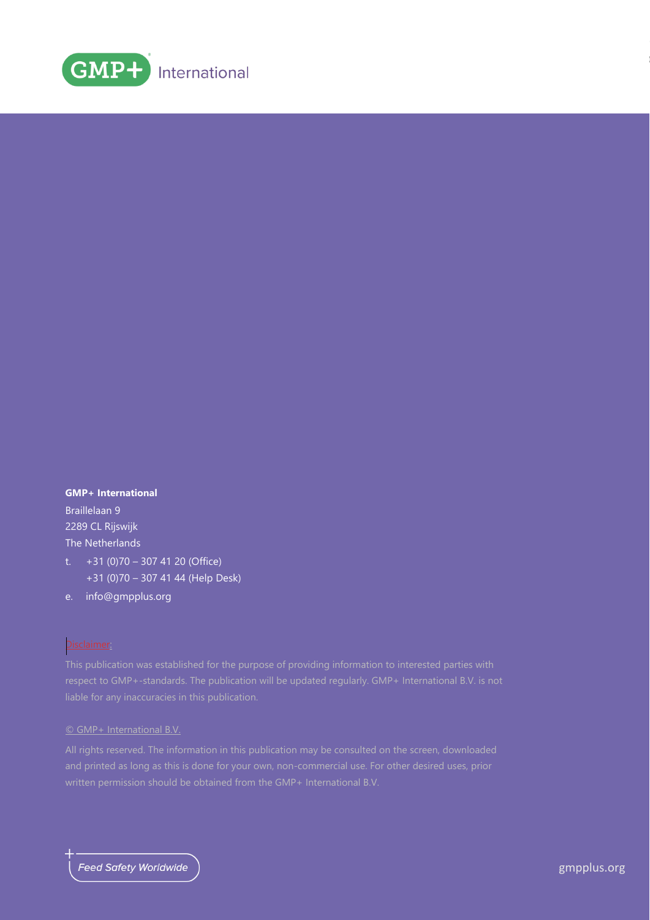**GMP+ International**

Braillelaan 9
2289 CL Rijswijk
The Netherlands

t. +31 (0)70 – 307 41 20 (Office)
+31 (0)70 – 307 41 44 (Help Desk)

e. info@gmpplus.org

Disclaimer:

This publication was established for the purpose of providing information to interested parties with respect to GMP+-standards. The publication will be updated regularly. GMP+ International B.V. is not liable for any inaccuracies in this publication.

© GMP+ International B.V.

All rights reserved. The information in this publication may be consulted on the screen, downloaded and printed as long as this is done for your own, non-commercial use. For other desired uses, prior written permission should be obtained from the GMP+ International B.V.

*Feed Safety Worldwide*

gmpplus.org